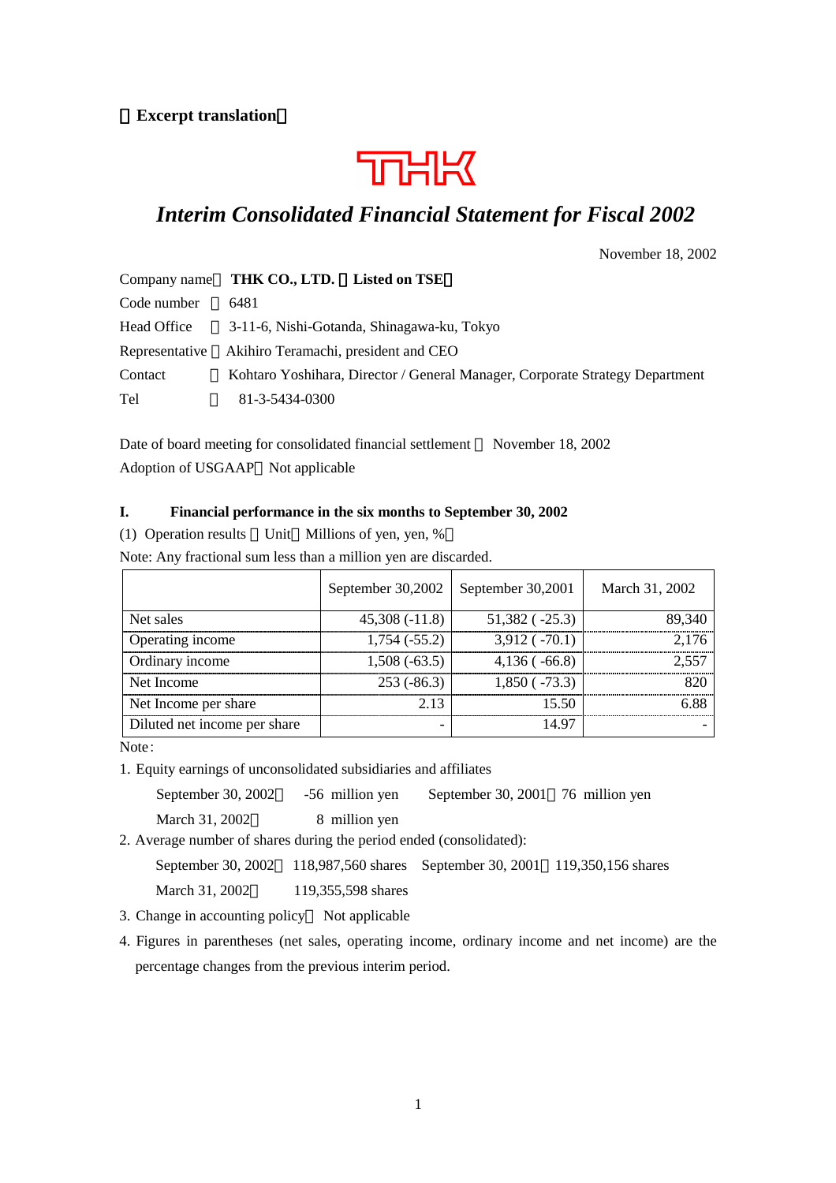【Excerpt translation】

THK

# *Interim Consolidated Financial Statement for Fiscal 2002*

November 18, 2002

Company name： **THK CO., LTD. （Listed on TSE）**

Code number ： 6481

Head Office ： 3-11-6, Nishi-Gotanda, Shinagawa-ku, Tokyo

Representative ： Akihiro Teramachi, president and CEO

Contact ： Kohtaro Yoshihara, Director / General Manager, Corporate Strategy Department

Tel ： 81-3-5434-0300

Date of board meeting for consolidated financial settlement ： November 18, 2002

Adoption of USGAAP： Not applicable

## I. Financial performance in the six months to September 30, 2002

(1) Operation results （Unit：Millions of yen, yen, %）

Note: Any fractional sum less than a million yen are discarded.

| | September 30,2002 | September 30,2001 | March 31, 2002 |
|---|---|---|---|
| Net sales | 45,308 (-11.8) | 51,382 ( -25.3) | 89,340 |
| Operating income | 1,754 (-55.2) | 3,912 ( -70.1) | 2,176 |
| Ordinary income | 1,508 (-63.5) | 4,136 ( -66.8) | 2,557 |
| Net Income | 253 (-86.3) | 1,850 ( -73.3) | 820 |
| Net Income per share | 2.13 | 15.50 | 6.88 |
| Diluted net income per share | - | 14.97 | - |

Note：

1. Equity earnings of unconsolidated subsidiaries and affiliates

   September 30, 2002： -56 million yen September 30, 2001： 76 million yen

   March 31, 2002： 8 million yen

2. Average number of shares during the period ended (consolidated):

   September 30, 2002： 118,987,560 shares September 30, 2001： 119,350,156 shares

   March 31, 2002： 119,355,598 shares

3. Change in accounting policy： Not applicable

4. Figures in parentheses (net sales, operating income, ordinary income and net income) are the percentage changes from the previous interim period.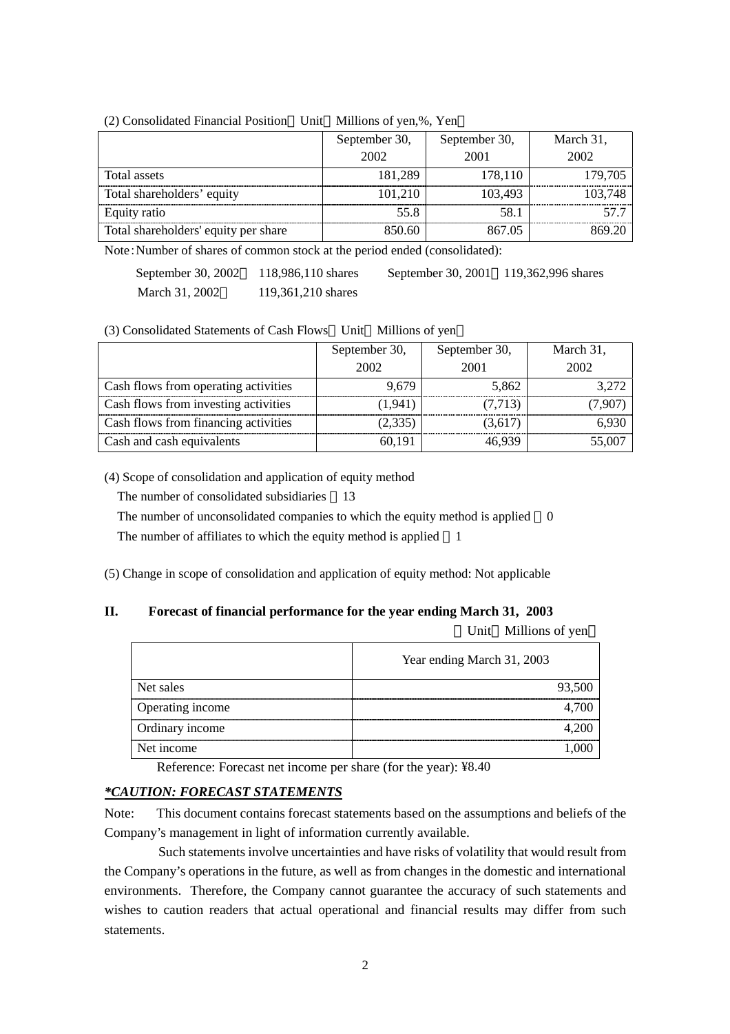(2) Consolidated Financial Position（Unit：Millions of yen,%, Yen）

| | September 30, 2002 | September 30, 2001 | March 31, 2002 |
|---|---|---|---|
| Total assets | 181,289 | 178,110 | 179,705 |
| Total shareholders' equity | 101,210 | 103,493 | 103,748 |
| Equity ratio | 55.8 | 58.1 | 57.7 |
| Total shareholders' equity per share | 850.60 | 867.05 | 869.20 |

Note：Number of shares of common stock at the period ended (consolidated):

September 30, 2002：118,986,110 shares　　September 30, 2001：119,362,996 shares

March 31, 2002：119,361,210 shares

(3) Consolidated Statements of Cash Flows（Unit：Millions of yen）

| | September 30, 2002 | September 30, 2001 | March 31, 2002 |
|---|---|---|---|
| Cash flows from operating activities | 9,679 | 5,862 | 3,272 |
| Cash flows from investing activities | (1,941) | (7,713) | (7,907) |
| Cash flows from financing activities | (2,335) | (3,617) | 6,930 |
| Cash and cash equivalents | 60,191 | 46,939 | 55,007 |

(4) Scope of consolidation and application of equity method

The number of consolidated subsidiaries：13

The number of unconsolidated companies to which the equity method is applied：0

The number of affiliates to which the equity method is applied：1

(5) Change in scope of consolidation and application of equity method: Not applicable

## II. Forecast of financial performance for the year ending March 31, 2003

（Unit：Millions of yen）

| | Year ending March 31, 2003 |
|---|---|
| Net sales | 93,500 |
| Operating income | 4,700 |
| Ordinary income | 4,200 |
| Net income | 1,000 |

Reference: Forecast net income per share (for the year): ¥8.40

***CAUTION: FORECAST STATEMENTS***

Note: This document contains forecast statements based on the assumptions and beliefs of the Company's management in light of information currently available.

Such statements involve uncertainties and have risks of volatility that would result from the Company's operations in the future, as well as from changes in the domestic and international environments. Therefore, the Company cannot guarantee the accuracy of such statements and wishes to caution readers that actual operational and financial results may differ from such statements.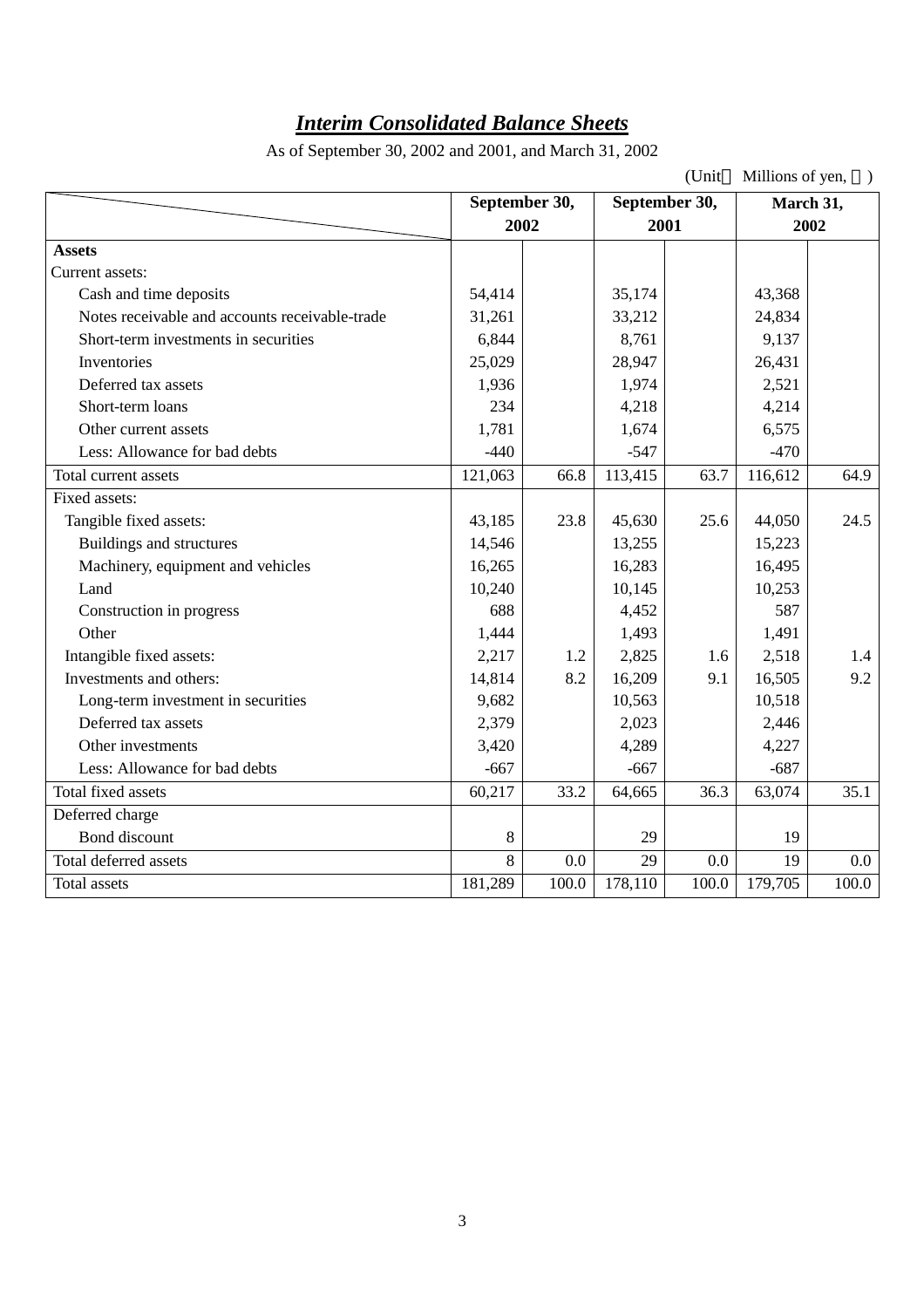## *Interim Consolidated Balance Sheets*

As of September 30, 2002 and 2001, and March 31, 2002

(Unit：Millions of yen, ％)

| | September 30, 2002 | | September 30, 2001 | | March 31, 2002 | |
|---|---|---|---|---|---|---|
| **Assets** | | | | | | |
| Current assets: | | | | | | |
| Cash and time deposits | 54,414 | | 35,174 | | 43,368 | |
| Notes receivable and accounts receivable-trade | 31,261 | | 33,212 | | 24,834 | |
| Short-term investments in securities | 6,844 | | 8,761 | | 9,137 | |
| Inventories | 25,029 | | 28,947 | | 26,431 | |
| Deferred tax assets | 1,936 | | 1,974 | | 2,521 | |
| Short-term loans | 234 | | 4,218 | | 4,214 | |
| Other current assets | 1,781 | | 1,674 | | 6,575 | |
| Less: Allowance for bad debts | -440 | | -547 | | -470 | |
| Total current assets | 121,063 | 66.8 | 113,415 | 63.7 | 116,612 | 64.9 |
| Fixed assets: | | | | | | |
| Tangible fixed assets: | 43,185 | 23.8 | 45,630 | 25.6 | 44,050 | 24.5 |
| Buildings and structures | 14,546 | | 13,255 | | 15,223 | |
| Machinery, equipment and vehicles | 16,265 | | 16,283 | | 16,495 | |
| Land | 10,240 | | 10,145 | | 10,253 | |
| Construction in progress | 688 | | 4,452 | | 587 | |
| Other | 1,444 | | 1,493 | | 1,491 | |
| Intangible fixed assets: | 2,217 | 1.2 | 2,825 | 1.6 | 2,518 | 1.4 |
| Investments and others: | 14,814 | 8.2 | 16,209 | 9.1 | 16,505 | 9.2 |
| Long-term investment in securities | 9,682 | | 10,563 | | 10,518 | |
| Deferred tax assets | 2,379 | | 2,023 | | 2,446 | |
| Other investments | 3,420 | | 4,289 | | 4,227 | |
| Less: Allowance for bad debts | -667 | | -667 | | -687 | |
| Total fixed assets | 60,217 | 33.2 | 64,665 | 36.3 | 63,074 | 35.1 |
| Deferred charge | | | | | | |
| Bond discount | 8 | | 29 | | 19 | |
| Total deferred assets | 8 | 0.0 | 29 | 0.0 | 19 | 0.0 |
| Total assets | 181,289 | 100.0 | 178,110 | 100.0 | 179,705 | 100.0 |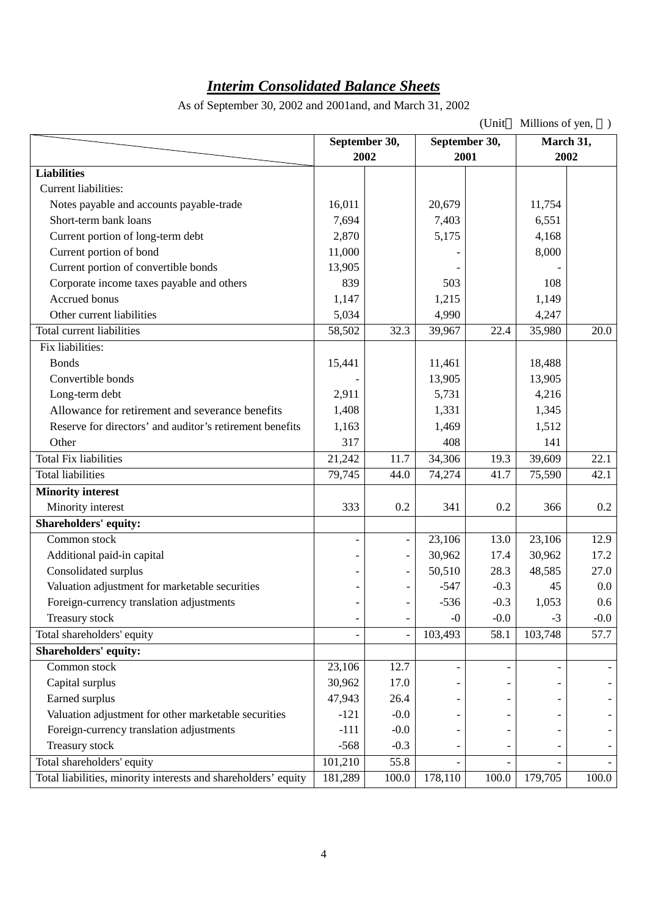## *Interim Consolidated Balance Sheets*

As of September 30, 2002 and 2001and, and March 31, 2002

(Unit Millions of yen, )

| | September 30, 2002 | | September 30, 2001 | | March 31, 2002 | |
|---|---|---|---|---|---|---|
| **Liabilities** | | | | | | |
| Current liabilities: | | | | | | |
| Notes payable and accounts payable-trade | 16,011 | | 20,679 | | 11,754 | |
| Short-term bank loans | 7,694 | | 7,403 | | 6,551 | |
| Current portion of long-term debt | 2,870 | | 5,175 | | 4,168 | |
| Current portion of bond | 11,000 | | - | | 8,000 | |
| Current portion of convertible bonds | 13,905 | | - | | - | |
| Corporate income taxes payable and others | 839 | | 503 | | 108 | |
| Accrued bonus | 1,147 | | 1,215 | | 1,149 | |
| Other current liabilities | 5,034 | | 4,990 | | 4,247 | |
| Total current liabilities | 58,502 | 32.3 | 39,967 | 22.4 | 35,980 | 20.0 |
| Fix liabilities: | | | | | | |
| Bonds | 15,441 | | 11,461 | | 18,488 | |
| Convertible bonds | - | | 13,905 | | 13,905 | |
| Long-term debt | 2,911 | | 5,731 | | 4,216 | |
| Allowance for retirement and severance benefits | 1,408 | | 1,331 | | 1,345 | |
| Reserve for directors' and auditor's retirement benefits | 1,163 | | 1,469 | | 1,512 | |
| Other | 317 | | 408 | | 141 | |
| Total Fix liabilities | 21,242 | 11.7 | 34,306 | 19.3 | 39,609 | 22.1 |
| Total liabilities | 79,745 | 44.0 | 74,274 | 41.7 | 75,590 | 42.1 |
| **Minority interest** | | | | | | |
| Minority interest | 333 | 0.2 | 341 | 0.2 | 366 | 0.2 |
| **Shareholders' equity:** | | | | | | |
| Common stock | - | - | 23,106 | 13.0 | 23,106 | 12.9 |
| Additional paid-in capital | - | - | 30,962 | 17.4 | 30,962 | 17.2 |
| Consolidated surplus | - | - | 50,510 | 28.3 | 48,585 | 27.0 |
| Valuation adjustment for marketable securities | - | - | -547 | -0.3 | 45 | 0.0 |
| Foreign-currency translation adjustments | - | - | -536 | -0.3 | 1,053 | 0.6 |
| Treasury stock | - | - | -0 | -0.0 | -3 | -0.0 |
| Total shareholders' equity | - | - | 103,493 | 58.1 | 103,748 | 57.7 |
| **Shareholders' equity:** | | | | | | |
| Common stock | 23,106 | 12.7 | - | - | - | - |
| Capital surplus | 30,962 | 17.0 | - | - | - | - |
| Earned surplus | 47,943 | 26.4 | - | - | - | - |
| Valuation adjustment for other marketable securities | -121 | -0.0 | - | - | - | - |
| Foreign-currency translation adjustments | -111 | -0.0 | - | - | - | - |
| Treasury stock | -568 | -0.3 | - | - | - | - |
| Total shareholders' equity | 101,210 | 55.8 | - | - | - | - |
| Total liabilities, minority interests and shareholders' equity | 181,289 | 100.0 | 178,110 | 100.0 | 179,705 | 100.0 |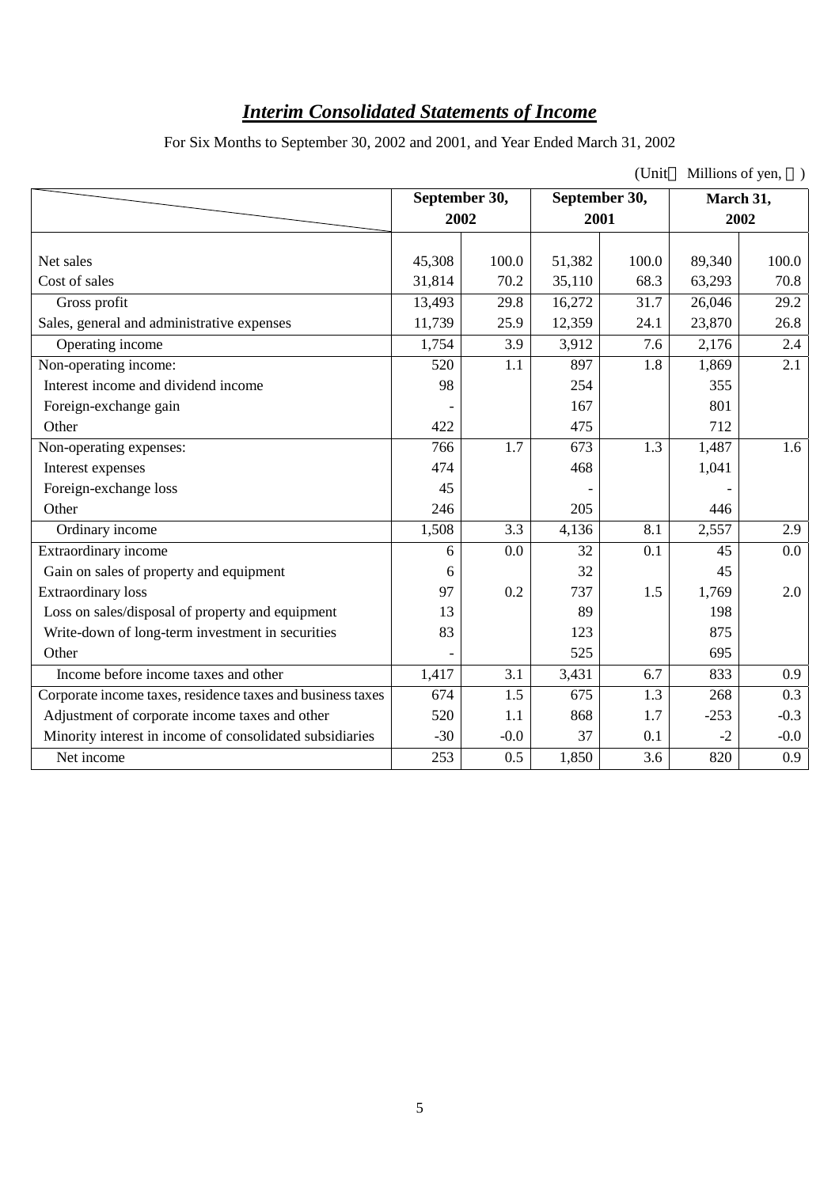# *Interim Consolidated Statements of Income*

For Six Months to September 30, 2002 and 2001, and Year Ended March 31, 2002

(Unit　Millions of yen, ％)

| | September 30, 2002 | | September 30, 2001 | | March 31, 2002 | |
|---|---|---|---|---|---|---|
| Net sales | 45,308 | 100.0 | 51,382 | 100.0 | 89,340 | 100.0 |
| Cost of sales | 31,814 | 70.2 | 35,110 | 68.3 | 63,293 | 70.8 |
| Gross profit | 13,493 | 29.8 | 16,272 | 31.7 | 26,046 | 29.2 |
| Sales, general and administrative expenses | 11,739 | 25.9 | 12,359 | 24.1 | 23,870 | 26.8 |
| Operating income | 1,754 | 3.9 | 3,912 | 7.6 | 2,176 | 2.4 |
| Non-operating income: | 520 | 1.1 | 897 | 1.8 | 1,869 | 2.1 |
| Interest income and dividend income | 98 | | 254 | | 355 | |
| Foreign-exchange gain | - | | 167 | | 801 | |
| Other | 422 | | 475 | | 712 | |
| Non-operating expenses: | 766 | 1.7 | 673 | 1.3 | 1,487 | 1.6 |
| Interest expenses | 474 | | 468 | | 1,041 | |
| Foreign-exchange loss | 45 | | - | | - | |
| Other | 246 | | 205 | | 446 | |
| Ordinary income | 1,508 | 3.3 | 4,136 | 8.1 | 2,557 | 2.9 |
| Extraordinary income | 6 | 0.0 | 32 | 0.1 | 45 | 0.0 |
| Gain on sales of property and equipment | 6 | | 32 | | 45 | |
| Extraordinary loss | 97 | 0.2 | 737 | 1.5 | 1,769 | 2.0 |
| Loss on sales/disposal of property and equipment | 13 | | 89 | | 198 | |
| Write-down of long-term investment in securities | 83 | | 123 | | 875 | |
| Other | - | | 525 | | 695 | |
| Income before income taxes and other | 1,417 | 3.1 | 3,431 | 6.7 | 833 | 0.9 |
| Corporate income taxes, residence taxes and business taxes | 674 | 1.5 | 675 | 1.3 | 268 | 0.3 |
| Adjustment of corporate income taxes and other | 520 | 1.1 | 868 | 1.7 | -253 | -0.3 |
| Minority interest in income of consolidated subsidiaries | -30 | -0.0 | 37 | 0.1 | -2 | -0.0 |
| Net income | 253 | 0.5 | 1,850 | 3.6 | 820 | 0.9 |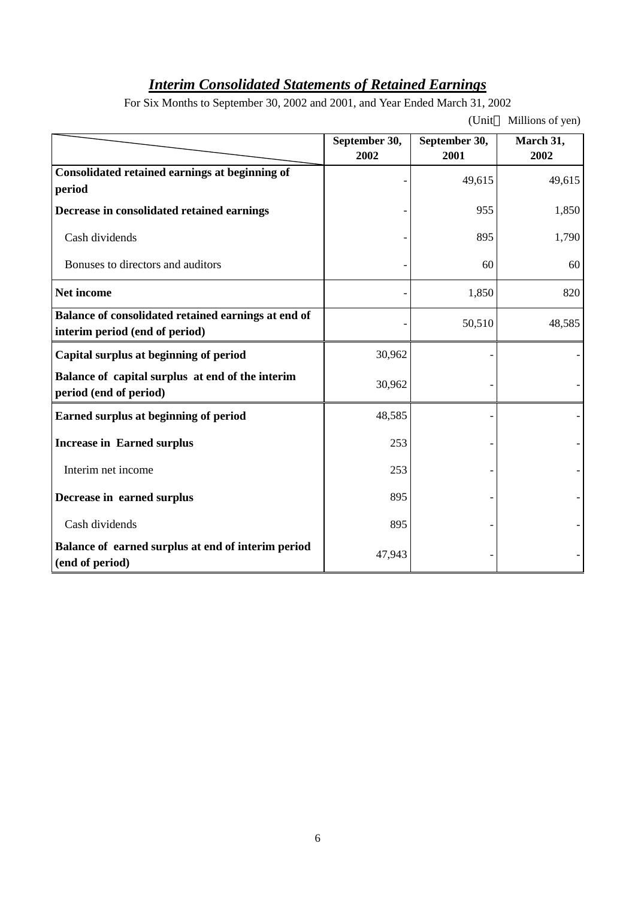## *Interim Consolidated Statements of Retained Earnings*

For Six Months to September 30, 2002 and 2001, and Year Ended March 31, 2002

(Unit　Millions of yen)

| | September 30, 2002 | September 30, 2001 | March 31, 2002 |
|---|---|---|---|
| **Consolidated retained earnings at beginning of period** | - | 49,615 | 49,615 |
| **Decrease in consolidated retained earnings** | - | 955 | 1,850 |
| Cash dividends | - | 895 | 1,790 |
| Bonuses to directors and auditors | - | 60 | 60 |
| **Net income** | - | 1,850 | 820 |
| **Balance of consolidated retained earnings at end of interim period (end of period)** | - | 50,510 | 48,585 |
| **Capital surplus at beginning of period** | 30,962 | - | - |
| **Balance of capital surplus at end of the interim period (end of period)** | 30,962 | - | - |
| **Earned surplus at beginning of period** | 48,585 | - | - |
| **Increase in Earned surplus** | 253 | - | - |
| Interim net income | 253 | - | - |
| **Decrease in earned surplus** | 895 | - | - |
| Cash dividends | 895 | - | - |
| **Balance of earned surplus at end of interim period (end of period)** | 47,943 | - | - |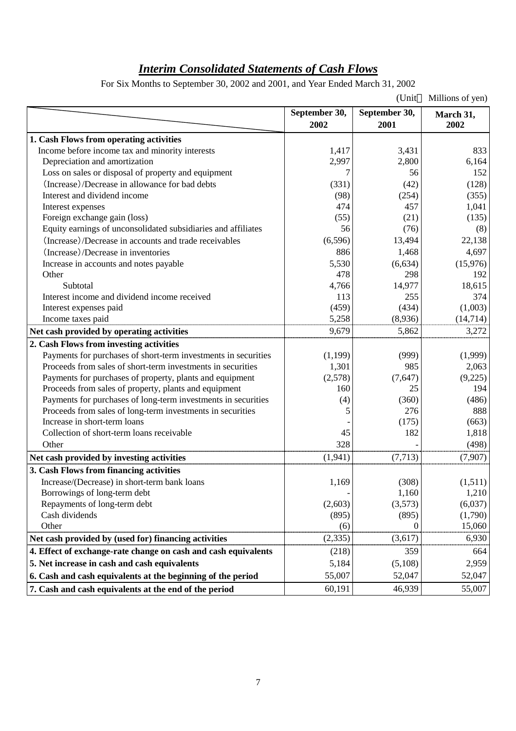# *Interim Consolidated Statements of Cash Flows*

For Six Months to September 30, 2002 and 2001, and Year Ended March 31, 2002

(Unit：Millions of yen)

| | September 30, 2002 | September 30, 2001 | March 31, 2002 |
|---|---|---|---|
| **1. Cash Flows from operating activities** | | | |
| Income before income tax and minority interests | 1,417 | 3,431 | 833 |
| Depreciation and amortization | 2,997 | 2,800 | 6,164 |
| Loss on sales or disposal of property and equipment | 7 | 56 | 152 |
| (Increase)/Decrease in allowance for bad debts | (331) | (42) | (128) |
| Interest and dividend income | (98) | (254) | (355) |
| Interest expenses | 474 | 457 | 1,041 |
| Foreign exchange gain (loss) | (55) | (21) | (135) |
| Equity earnings of unconsolidated subsidiaries and affiliates | 56 | (76) | (8) |
| (Increase)/Decrease in accounts and trade receivables | (6,596) | 13,494 | 22,138 |
| (Increase)/Decrease in inventories | 886 | 1,468 | 4,697 |
| Increase in accounts and notes payable | 5,530 | (6,634) | (15,976) |
| Other | 478 | 298 | 192 |
| Subtotal | 4,766 | 14,977 | 18,615 |
| Interest income and dividend income received | 113 | 255 | 374 |
| Interest expenses paid | (459) | (434) | (1,003) |
| Income taxes paid | 5,258 | (8,936) | (14,714) |
| **Net cash provided by operating activities** | 9,679 | 5,862 | 3,272 |
| **2. Cash Flows from investing activities** | | | |
| Payments for purchases of short-term investments in securities | (1,199) | (999) | (1,999) |
| Proceeds from sales of short-term investments in securities | 1,301 | 985 | 2,063 |
| Payments for purchases of property, plants and equipment | (2,578) | (7,647) | (9,225) |
| Proceeds from sales of property, plants and equipment | 160 | 25 | 194 |
| Payments for purchases of long-term investments in securities | (4) | (360) | (486) |
| Proceeds from sales of long-term investments in securities | 5 | 276 | 888 |
| Increase in short-term loans | - | (175) | (663) |
| Collection of short-term loans receivable | 45 | 182 | 1,818 |
| Other | 328 | - | (498) |
| **Net cash provided by investing activities** | (1,941) | (7,713) | (7,907) |
| **3. Cash Flows from financing activities** | | | |
| Increase/(Decrease) in short-term bank loans | 1,169 | (308) | (1,511) |
| Borrowings of long-term debt | - | 1,160 | 1,210 |
| Repayments of long-term debt | (2,603) | (3,573) | (6,037) |
| Cash dividends | (895) | (895) | (1,790) |
| Other | (6) | 0 | 15,060 |
| **Net cash provided by (used for) financing activities** | (2,335) | (3,617) | 6,930 |
| **4. Effect of exchange-rate change on cash and cash equivalents** | (218) | 359 | 664 |
| **5. Net increase in cash and cash equivalents** | 5,184 | (5,108) | 2,959 |
| **6. Cash and cash equivalents at the beginning of the period** | 55,007 | 52,047 | 52,047 |
| **7. Cash and cash equivalents at the end of the period** | 60,191 | 46,939 | 55,007 |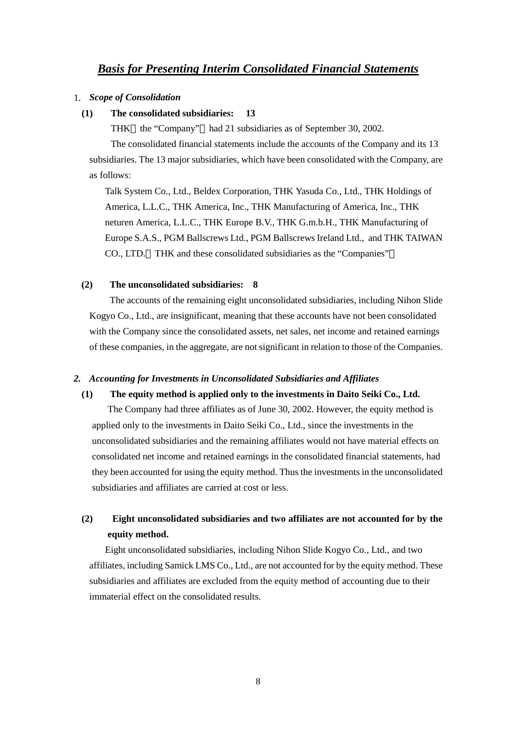# *Basis for Presenting Interim Consolidated Financial Statements*

1. ***Scope of Consolidation***

**(1) The consolidated subsidiaries: 13**

THK（the “Company”）had 21 subsidiaries as of September 30, 2002.

The consolidated financial statements include the accounts of the Company and its 13 subsidiaries. The 13 major subsidiaries, which have been consolidated with the Company, are as follows:

Talk System Co., Ltd., Beldex Corporation, THK Yasuda Co., Ltd., THK Holdings of America, L.L.C., THK America, Inc., THK Manufacturing of America, Inc., THK neturen America, L.L.C., THK Europe B.V., THK G.m.b.H., THK Manufacturing of Europe S.A.S., PGM Ballscrews Ltd., PGM Ballscrews Ireland Ltd., and THK TAIWAN CO., LTD.（THK and these consolidated subsidiaries as the “Companies”）

**(2) The unconsolidated subsidiaries: 8**

The accounts of the remaining eight unconsolidated subsidiaries, including Nihon Slide Kogyo Co., Ltd., are insignificant, meaning that these accounts have not been consolidated with the Company since the consolidated assets, net sales, net income and retained earnings of these companies, in the aggregate, are not significant in relation to those of the Companies.

***2. Accounting for Investments in Unconsolidated Subsidiaries and Affiliates***

**(1) The equity method is applied only to the investments in Daito Seiki Co., Ltd.**

The Company had three affiliates as of June 30, 2002. However, the equity method is applied only to the investments in Daito Seiki Co., Ltd., since the investments in the unconsolidated subsidiaries and the remaining affiliates would not have material effects on consolidated net income and retained earnings in the consolidated financial statements, had they been accounted for using the equity method. Thus the investments in the unconsolidated subsidiaries and affiliates are carried at cost or less.

**(2) Eight unconsolidated subsidiaries and two affiliates are not accounted for by the equity method.**

Eight unconsolidated subsidiaries, including Nihon Slide Kogyo Co., Ltd., and two affiliates, including Samick LMS Co., Ltd., are not accounted for by the equity method. These subsidiaries and affiliates are excluded from the equity method of accounting due to their immaterial effect on the consolidated results.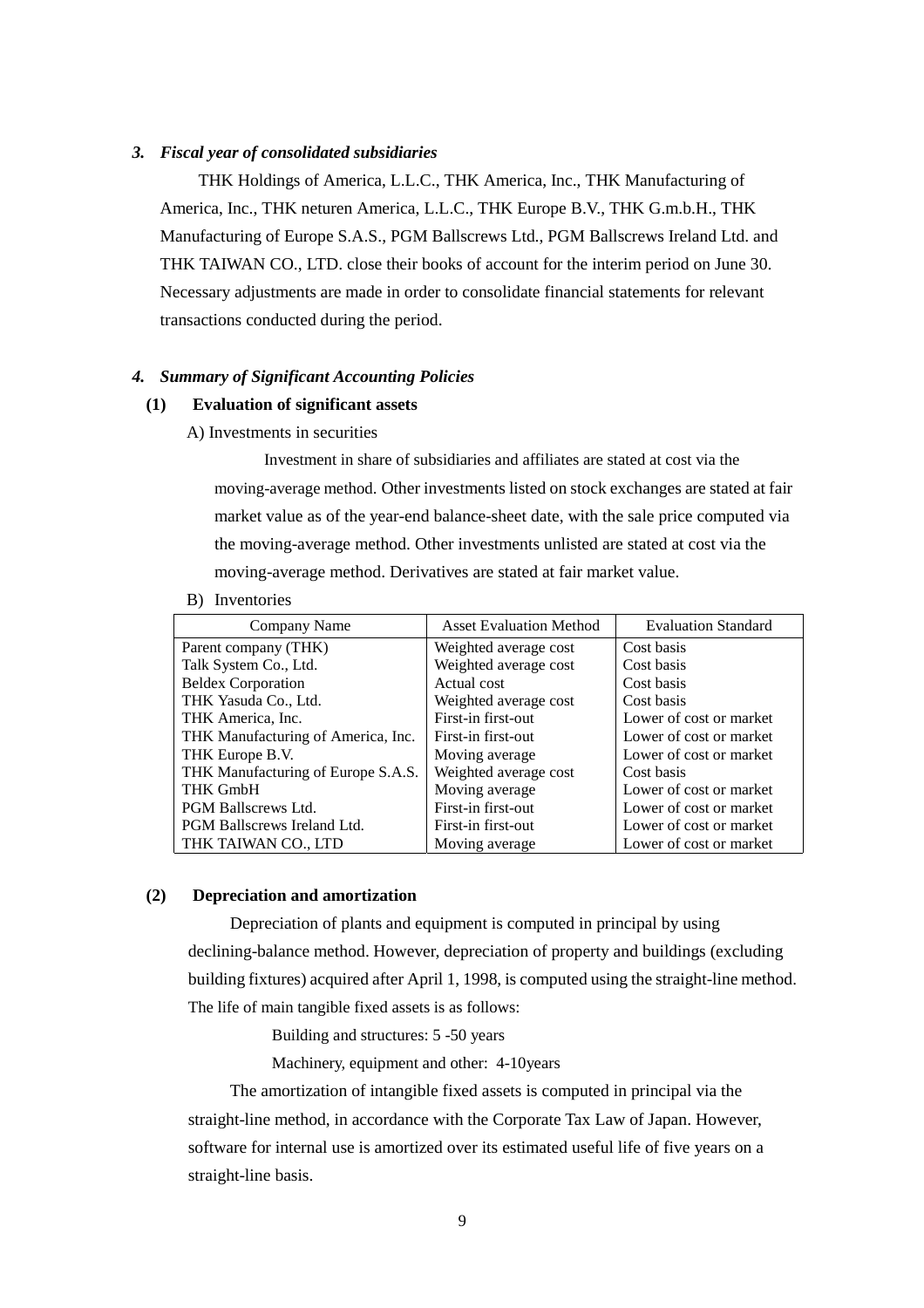### *3. Fiscal year of consolidated subsidiaries*

THK Holdings of America, L.L.C., THK America, Inc., THK Manufacturing of America, Inc., THK neturen America, L.L.C., THK Europe B.V., THK G.m.b.H., THK Manufacturing of Europe S.A.S., PGM Ballscrews Ltd., PGM Ballscrews Ireland Ltd. and THK TAIWAN CO., LTD. close their books of account for the interim period on June 30. Necessary adjustments are made in order to consolidate financial statements for relevant transactions conducted during the period.

### *4. Summary of Significant Accounting Policies*

#### (1) Evaluation of significant assets

A) Investments in securities

Investment in share of subsidiaries and affiliates are stated at cost via the moving-average method. Other investments listed on stock exchanges are stated at fair market value as of the year-end balance-sheet date, with the sale price computed via the moving-average method. Other investments unlisted are stated at cost via the moving-average method. Derivatives are stated at fair market value.

B) Inventories

| Company Name | Asset Evaluation Method | Evaluation Standard |
|---|---|---|
| Parent company (THK) | Weighted average cost | Cost basis |
| Talk System Co., Ltd. | Weighted average cost | Cost basis |
| Beldex Corporation | Actual cost | Cost basis |
| THK Yasuda Co., Ltd. | Weighted average cost | Cost basis |
| THK America, Inc. | First-in first-out | Lower of cost or market |
| THK Manufacturing of America, Inc. | First-in first-out | Lower of cost or market |
| THK Europe B.V. | Moving average | Lower of cost or market |
| THK Manufacturing of Europe S.A.S. | Weighted average cost | Cost basis |
| THK GmbH | Moving average | Lower of cost or market |
| PGM Ballscrews Ltd. | First-in first-out | Lower of cost or market |
| PGM Ballscrews Ireland Ltd. | First-in first-out | Lower of cost or market |
| THK TAIWAN CO., LTD | Moving average | Lower of cost or market |

#### (2) Depreciation and amortization

Depreciation of plants and equipment is computed in principal by using declining-balance method. However, depreciation of property and buildings (excluding building fixtures) acquired after April 1, 1998, is computed using the straight-line method. The life of main tangible fixed assets is as follows:

Building and structures: 5 -50 years

Machinery, equipment and other: 4-10years

The amortization of intangible fixed assets is computed in principal via the straight-line method, in accordance with the Corporate Tax Law of Japan. However, software for internal use is amortized over its estimated useful life of five years on a straight-line basis.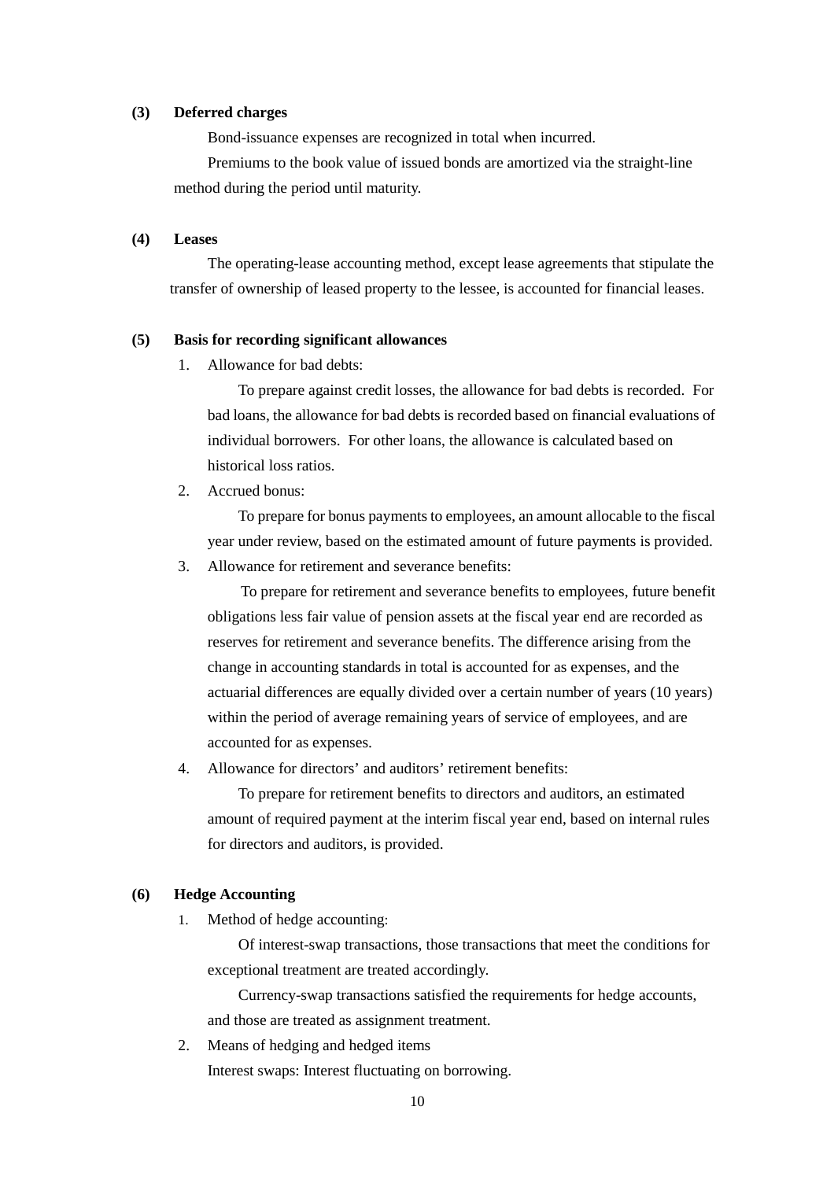**(3) Deferred charges**

Bond-issuance expenses are recognized in total when incurred.

Premiums to the book value of issued bonds are amortized via the straight-line method during the period until maturity.

**(4) Leases**

The operating-lease accounting method, except lease agreements that stipulate the transfer of ownership of leased property to the lessee, is accounted for financial leases.

**(5) Basis for recording significant allowances**

1. Allowance for bad debts:

   To prepare against credit losses, the allowance for bad debts is recorded. For bad loans, the allowance for bad debts is recorded based on financial evaluations of individual borrowers. For other loans, the allowance is calculated based on historical loss ratios.

2. Accrued bonus:

   To prepare for bonus payments to employees, an amount allocable to the fiscal year under review, based on the estimated amount of future payments is provided.

3. Allowance for retirement and severance benefits:

   To prepare for retirement and severance benefits to employees, future benefit obligations less fair value of pension assets at the fiscal year end are recorded as reserves for retirement and severance benefits. The difference arising from the change in accounting standards in total is accounted for as expenses, and the actuarial differences are equally divided over a certain number of years (10 years) within the period of average remaining years of service of employees, and are accounted for as expenses.

4. Allowance for directors' and auditors' retirement benefits:

   To prepare for retirement benefits to directors and auditors, an estimated amount of required payment at the interim fiscal year end, based on internal rules for directors and auditors, is provided.

**(6) Hedge Accounting**

1. Method of hedge accounting:

   Of interest-swap transactions, those transactions that meet the conditions for exceptional treatment are treated accordingly.

   Currency-swap transactions satisfied the requirements for hedge accounts, and those are treated as assignment treatment.

2. Means of hedging and hedged items

   Interest swaps: Interest fluctuating on borrowing.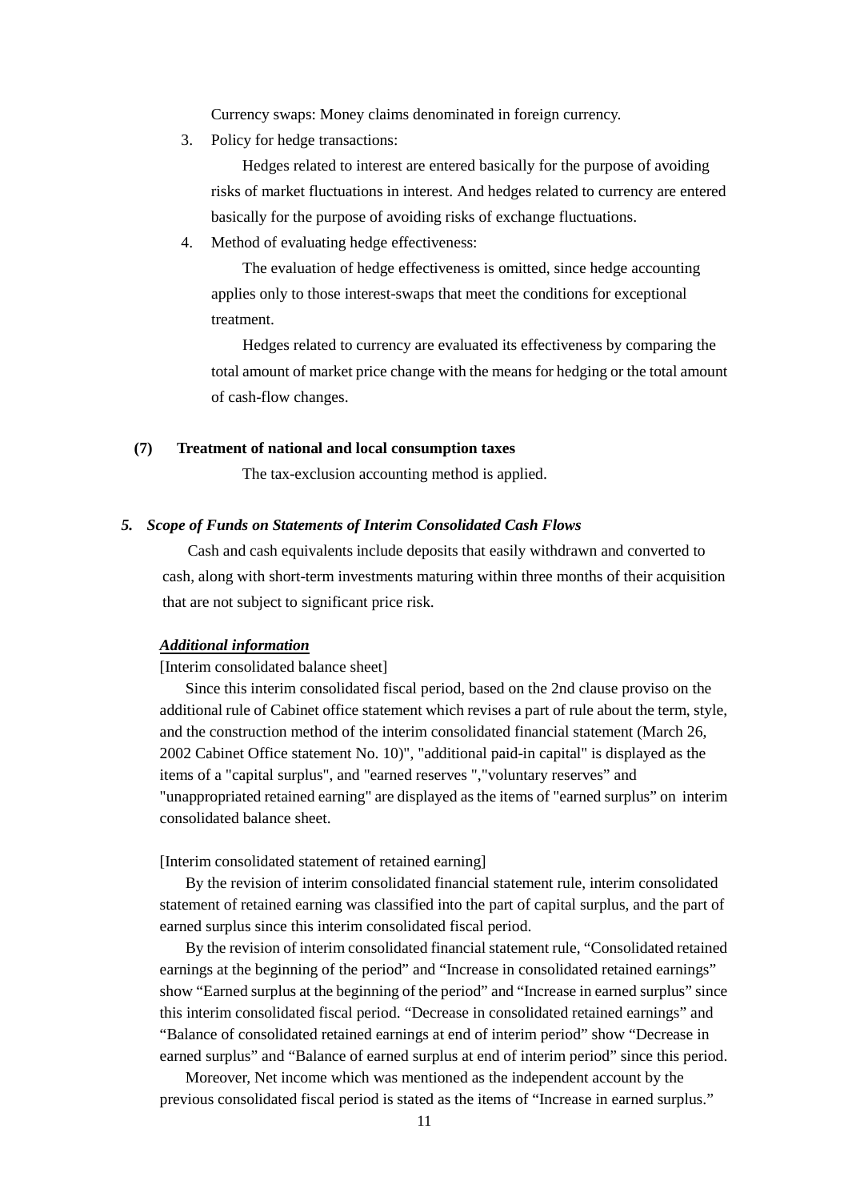Currency swaps: Money claims denominated in foreign currency.

3. Policy for hedge transactions:

   Hedges related to interest are entered basically for the purpose of avoiding risks of market fluctuations in interest. And hedges related to currency are entered basically for the purpose of avoiding risks of exchange fluctuations.

4. Method of evaluating hedge effectiveness:

   The evaluation of hedge effectiveness is omitted, since hedge accounting applies only to those interest-swaps that meet the conditions for exceptional treatment.

   Hedges related to currency are evaluated its effectiveness by comparing the total amount of market price change with the means for hedging or the total amount of cash-flow changes.

**(7) Treatment of national and local consumption taxes**

The tax-exclusion accounting method is applied.

### *5. Scope of Funds on Statements of Interim Consolidated Cash Flows*

Cash and cash equivalents include deposits that easily withdrawn and converted to cash, along with short-term investments maturing within three months of their acquisition that are not subject to significant price risk.

***Additional information***

[Interim consolidated balance sheet]

Since this interim consolidated fiscal period, based on the 2nd clause proviso on the additional rule of Cabinet office statement which revises a part of rule about the term, style, and the construction method of the interim consolidated financial statement (March 26, 2002 Cabinet Office statement No. 10)", "additional paid-in capital" is displayed as the items of a "capital surplus", and "earned reserves ","voluntary reserves" and "unappropriated retained earning" are displayed as the items of "earned surplus" on interim consolidated balance sheet.

[Interim consolidated statement of retained earning]

By the revision of interim consolidated financial statement rule, interim consolidated statement of retained earning was classified into the part of capital surplus, and the part of earned surplus since this interim consolidated fiscal period.

By the revision of interim consolidated financial statement rule, "Consolidated retained earnings at the beginning of the period" and "Increase in consolidated retained earnings" show "Earned surplus at the beginning of the period" and "Increase in earned surplus" since this interim consolidated fiscal period. "Decrease in consolidated retained earnings" and "Balance of consolidated retained earnings at end of interim period" show "Decrease in earned surplus" and "Balance of earned surplus at end of interim period" since this period.

Moreover, Net income which was mentioned as the independent account by the previous consolidated fiscal period is stated as the items of "Increase in earned surplus."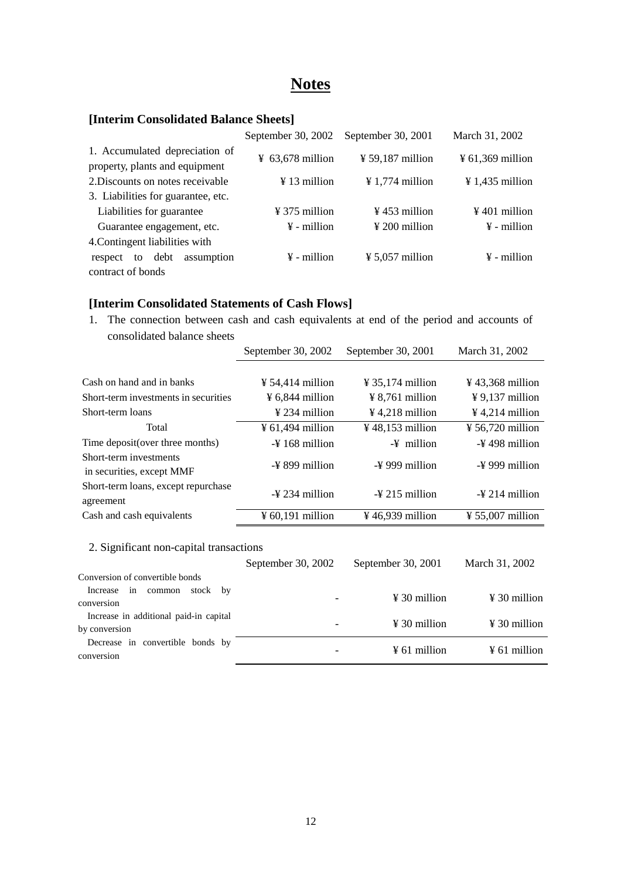# Notes

### [Interim Consolidated Balance Sheets]

| | September 30, 2002 | September 30, 2001 | March 31, 2002 |
|---|---|---|---|
| 1. Accumulated depreciation of property, plants and equipment | ¥ 63,678 million | ¥ 59,187 million | ¥ 61,369 million |
| 2.Discounts on notes receivable | ¥ 13 million | ¥ 1,774 million | ¥ 1,435 million |
| 3. Liabilities for guarantee, etc. | | | |
| Liabilities for guarantee | ¥ 375 million | ¥ 453 million | ¥ 401 million |
| Guarantee engagement, etc. | ¥ - million | ¥ 200 million | ¥ - million |
| 4.Contingent liabilities with respect to debt assumption contract of bonds | ¥ - million | ¥ 5,057 million | ¥ - million |

### [Interim Consolidated Statements of Cash Flows]

1. The connection between cash and cash equivalents at end of the period and accounts of consolidated balance sheets

| | September 30, 2002 | September 30, 2001 | March 31, 2002 |
|---|---|---|---|
| Cash on hand and in banks | ¥ 54,414 million | ¥ 35,174 million | ¥ 43,368 million |
| Short-term investments in securities | ¥ 6,844 million | ¥ 8,761 million | ¥ 9,137 million |
| Short-term loans | ¥ 234 million | ¥ 4,218 million | ¥ 4,214 million |
| Total | ¥ 61,494 million | ¥ 48,153 million | ¥ 56,720 million |
| Time deposit(over three months) | -¥ 168 million | -¥ million | -¥ 498 million |
| Short-term investments in securities, except MMF | -¥ 899 million | -¥ 999 million | -¥ 999 million |
| Short-term loans, except repurchase agreement | -¥ 234 million | -¥ 215 million | -¥ 214 million |
| Cash and cash equivalents | ¥ 60,191 million | ¥ 46,939 million | ¥ 55,007 million |

2. Significant non-capital transactions

| | September 30, 2002 | September 30, 2001 | March 31, 2002 |
|---|---|---|---|
| Conversion of convertible bonds | | | |
| Increase in common stock by conversion | - | ¥ 30 million | ¥ 30 million |
| Increase in additional paid-in capital by conversion | - | ¥ 30 million | ¥ 30 million |
| Decrease in convertible bonds by conversion | - | ¥ 61 million | ¥ 61 million |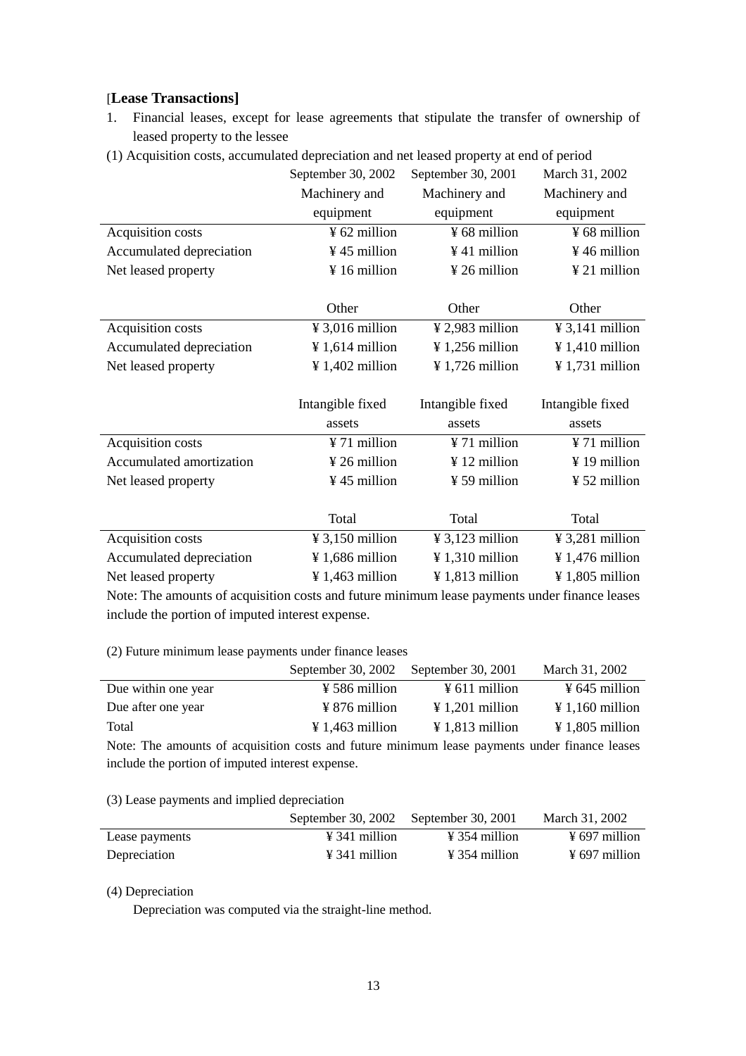## [Lease Transactions]

1. Financial leases, except for lease agreements that stipulate the transfer of ownership of leased property to the lessee

(1) Acquisition costs, accumulated depreciation and net leased property at end of period

| | September 30, 2002 | September 30, 2001 | March 31, 2002 |
|---|---|---|---|
| | Machinery and equipment | Machinery and equipment | Machinery and equipment |
| Acquisition costs | ¥ 62 million | ¥ 68 million | ¥ 68 million |
| Accumulated depreciation | ¥ 45 million | ¥ 41 million | ¥ 46 million |
| Net leased property | ¥ 16 million | ¥ 26 million | ¥ 21 million |
| | Other | Other | Other |
| Acquisition costs | ¥ 3,016 million | ¥ 2,983 million | ¥ 3,141 million |
| Accumulated depreciation | ¥ 1,614 million | ¥ 1,256 million | ¥ 1,410 million |
| Net leased property | ¥ 1,402 million | ¥ 1,726 million | ¥ 1,731 million |
| | Intangible fixed assets | Intangible fixed assets | Intangible fixed assets |
| Acquisition costs | ¥ 71 million | ¥ 71 million | ¥ 71 million |
| Accumulated amortization | ¥ 26 million | ¥ 12 million | ¥ 19 million |
| Net leased property | ¥ 45 million | ¥ 59 million | ¥ 52 million |
| | Total | Total | Total |
| Acquisition costs | ¥ 3,150 million | ¥ 3,123 million | ¥ 3,281 million |
| Accumulated depreciation | ¥ 1,686 million | ¥ 1,310 million | ¥ 1,476 million |
| Net leased property | ¥ 1,463 million | ¥ 1,813 million | ¥ 1,805 million |

Note: The amounts of acquisition costs and future minimum lease payments under finance leases include the portion of imputed interest expense.

(2) Future minimum lease payments under finance leases

| | September 30, 2002 | September 30, 2001 | March 31, 2002 |
|---|---|---|---|
| Due within one year | ¥ 586 million | ¥ 611 million | ¥ 645 million |
| Due after one year | ¥ 876 million | ¥ 1,201 million | ¥ 1,160 million |
| Total | ¥ 1,463 million | ¥ 1,813 million | ¥ 1,805 million |

Note: The amounts of acquisition costs and future minimum lease payments under finance leases include the portion of imputed interest expense.

(3) Lease payments and implied depreciation

| | September 30, 2002 | September 30, 2001 | March 31, 2002 |
|---|---|---|---|
| Lease payments | ¥ 341 million | ¥ 354 million | ¥ 697 million |
| Depreciation | ¥ 341 million | ¥ 354 million | ¥ 697 million |

(4) Depreciation

Depreciation was computed via the straight-line method.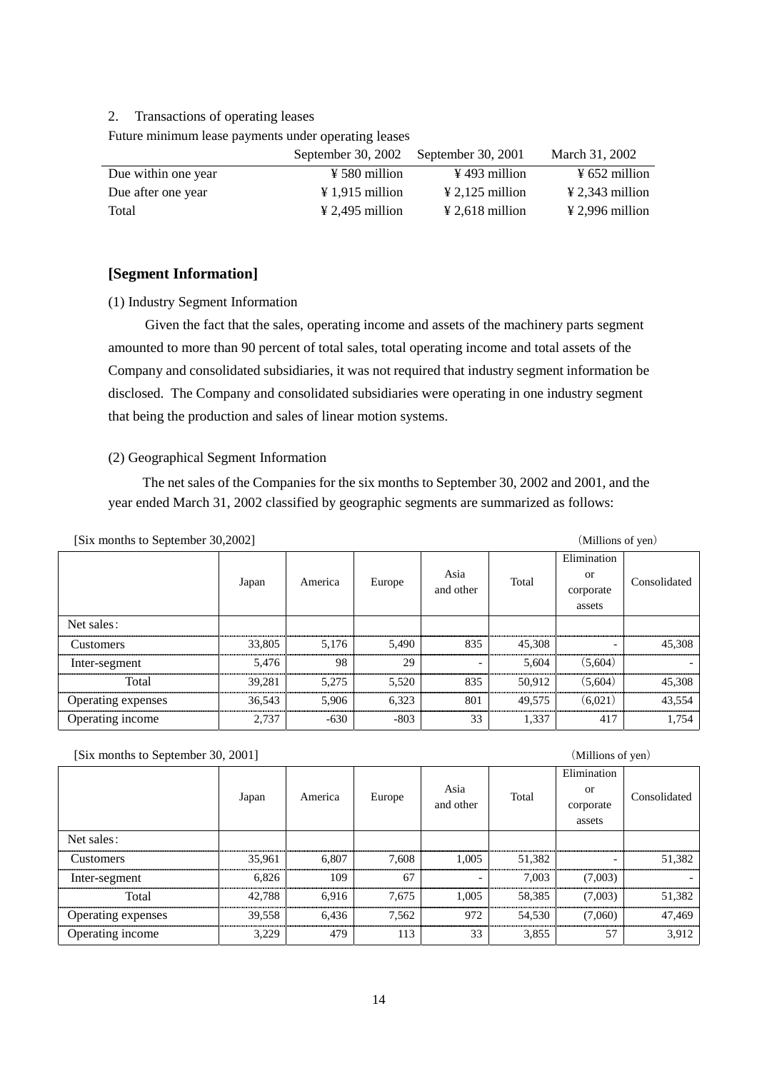2. Transactions of operating leases

Future minimum lease payments under operating leases

| | September 30, 2002 | September 30, 2001 | March 31, 2002 |
|---|---|---|---|
| Due within one year | ¥ 580 million | ¥ 493 million | ¥ 652 million |
| Due after one year | ¥ 1,915 million | ¥ 2,125 million | ¥ 2,343 million |
| Total | ¥ 2,495 million | ¥ 2,618 million | ¥ 2,996 million |

## [Segment Information]

(1) Industry Segment Information

Given the fact that the sales, operating income and assets of the machinery parts segment amounted to more than 90 percent of total sales, total operating income and total assets of the Company and consolidated subsidiaries, it was not required that industry segment information be disclosed. The Company and consolidated subsidiaries were operating in one industry segment that being the production and sales of linear motion systems.

(2) Geographical Segment Information

The net sales of the Companies for the six months to September 30, 2002 and 2001, and the year ended March 31, 2002 classified by geographic segments are summarized as follows:

[Six months to September 30,2002] (Millions of yen)

| | Japan | America | Europe | Asia and other | Total | Elimination or corporate assets | Consolidated |
|---|---|---|---|---|---|---|---|
| Net sales: | | | | | | | |
| Customers | 33,805 | 5,176 | 5,490 | 835 | 45,308 | - | 45,308 |
| Inter-segment | 5,476 | 98 | 29 | - | 5,604 | (5,604) | - |
| Total | 39,281 | 5,275 | 5,520 | 835 | 50,912 | (5,604) | 45,308 |
| Operating expenses | 36,543 | 5,906 | 6,323 | 801 | 49,575 | (6,021) | 43,554 |
| Operating income | 2,737 | -630 | -803 | 33 | 1,337 | 417 | 1,754 |

[Six months to September 30, 2001] (Millions of yen)

| | Japan | America | Europe | Asia and other | Total | Elimination or corporate assets | Consolidated |
|---|---|---|---|---|---|---|---|
| Net sales: | | | | | | | |
| Customers | 35,961 | 6,807 | 7,608 | 1,005 | 51,382 | - | 51,382 |
| Inter-segment | 6,826 | 109 | 67 | - | 7,003 | (7,003) | - |
| Total | 42,788 | 6,916 | 7,675 | 1,005 | 58,385 | (7,003) | 51,382 |
| Operating expenses | 39,558 | 6,436 | 7,562 | 972 | 54,530 | (7,060) | 47,469 |
| Operating income | 3,229 | 479 | 113 | 33 | 3,855 | 57 | 3,912 |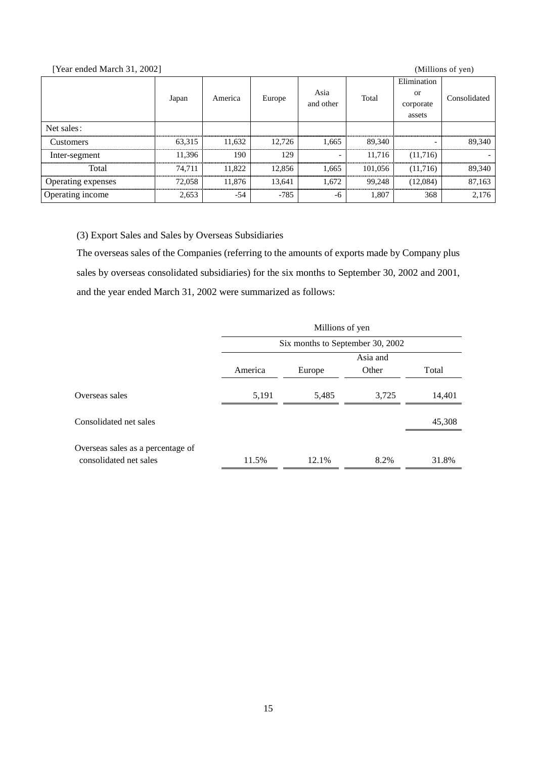[Year ended March 31, 2002] (Millions of yen)

| | Japan | America | Europe | Asia and other | Total | Elimination or corporate assets | Consolidated |
|---|---|---|---|---|---|---|---|
| Net sales : | | | | | | | |
| Customers | 63,315 | 11,632 | 12,726 | 1,665 | 89,340 | - | 89,340 |
| Inter-segment | 11,396 | 190 | 129 | - | 11,716 | (11,716) | - |
| Total | 74,711 | 11,822 | 12,856 | 1,665 | 101,056 | (11,716) | 89,340 |
| Operating expenses | 72,058 | 11,876 | 13,641 | 1,672 | 99,248 | (12,084) | 87,163 |
| Operating income | 2,653 | -54 | -785 | -6 | 1,807 | 368 | 2,176 |

(3) Export Sales and Sales by Overseas Subsidiaries

The overseas sales of the Companies (referring to the amounts of exports made by Company plus sales by overseas consolidated subsidiaries) for the six months to September 30, 2002 and 2001, and the year ended March 31, 2002 were summarized as follows:

| | Millions of yen | | | |
|---|---|---|---|---|
| | Six months to September 30, 2002 | | | |
| | America | Europe | Asia and Other | Total |
| Overseas sales | 5,191 | 5,485 | 3,725 | 14,401 |
| Consolidated net sales | | | | 45,308 |
| Overseas sales as a percentage of consolidated net sales | 11.5% | 12.1% | 8.2% | 31.8% |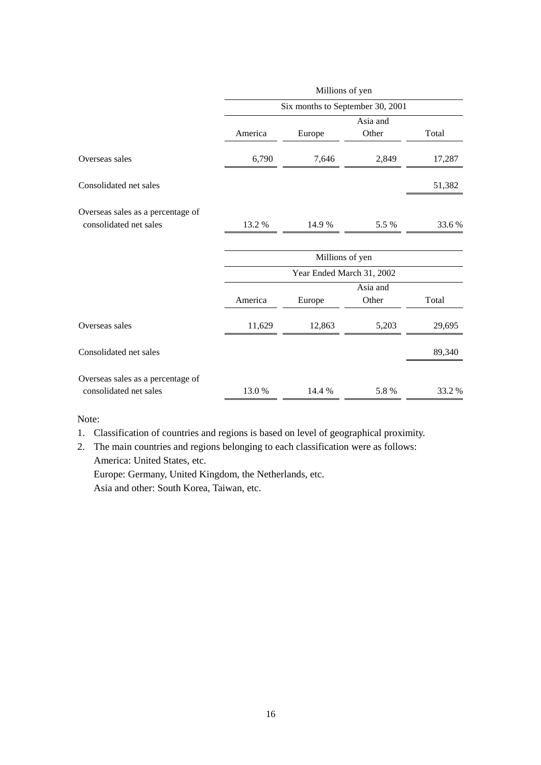| | Millions of yen | | | |
|---|---|---|---|---|
| | Six months to September 30, 2001 | | | |
| | America | Europe | Asia and Other | Total |
| Overseas sales | 6,790 | 7,646 | 2,849 | 17,287 |
| Consolidated net sales | | | | 51,382 |
| Overseas sales as a percentage of consolidated net sales | 13.2 % | 14.9 % | 5.5 % | 33.6 % |

| | Millions of yen | | | |
|---|---|---|---|---|
| | Year Ended March 31, 2002 | | | |
| | America | Europe | Asia and Other | Total |
| Overseas sales | 11,629 | 12,863 | 5,203 | 29,695 |
| Consolidated net sales | | | | 89,340 |
| Overseas sales as a percentage of consolidated net sales | 13.0 % | 14.4 % | 5.8 % | 33.2 % |

Note:

1. Classification of countries and regions is based on level of geographical proximity.
2. The main countries and regions belonging to each classification were as follows:
   America: United States, etc.
   Europe: Germany, United Kingdom, the Netherlands, etc.
   Asia and other: South Korea, Taiwan, etc.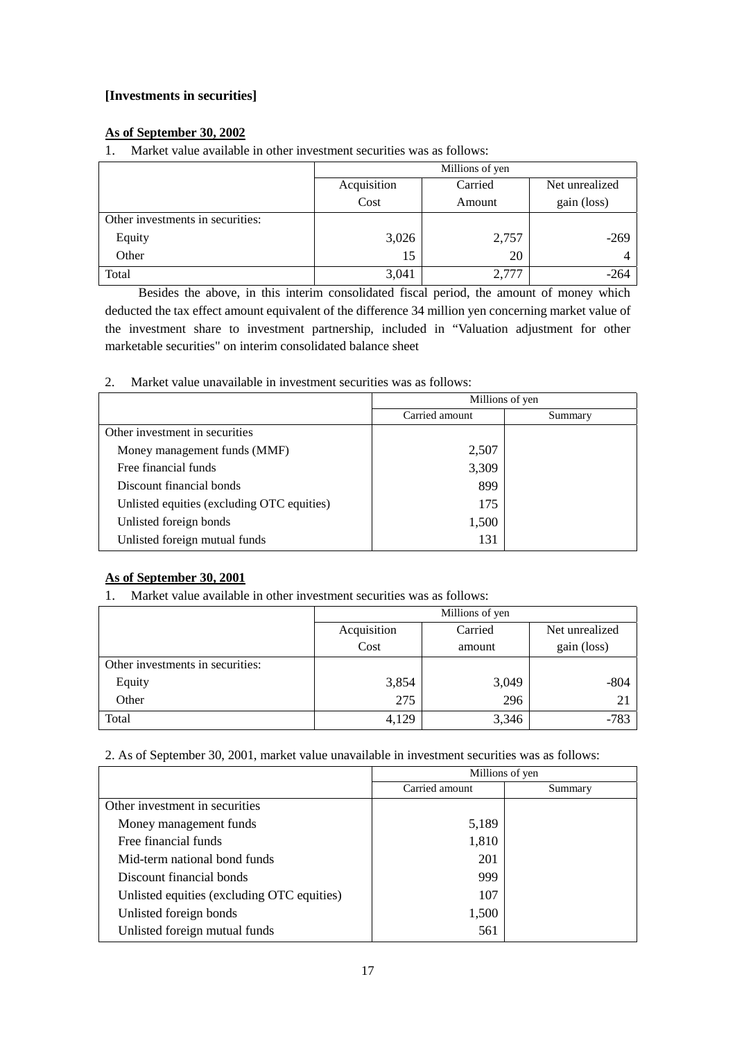**[Investments in securities]**

**As of September 30, 2002**

1. Market value available in other investment securities was as follows:

| | Millions of yen | | |
|---|---|---|---|
| | Acquisition Cost | Carried Amount | Net unrealized gain (loss) |
| Other investments in securities: | | | |
| Equity | 3,026 | 2,757 | -269 |
| Other | 15 | 20 | 4 |
| Total | 3,041 | 2,777 | -264 |

Besides the above, in this interim consolidated fiscal period, the amount of money which deducted the tax effect amount equivalent of the difference 34 million yen concerning market value of the investment share to investment partnership, included in "Valuation adjustment for other marketable securities" on interim consolidated balance sheet

2. Market value unavailable in investment securities was as follows:

| | Millions of yen | |
|---|---|---|
| | Carried amount | Summary |
| Other investment in securities | | |
| Money management funds (MMF) | 2,507 | |
| Free financial funds | 3,309 | |
| Discount financial bonds | 899 | |
| Unlisted equities (excluding OTC equities) | 175 | |
| Unlisted foreign bonds | 1,500 | |
| Unlisted foreign mutual funds | 131 | |

**As of September 30, 2001**

1. Market value available in other investment securities was as follows:

| | Millions of yen | | |
|---|---|---|---|
| | Acquisition Cost | Carried amount | Net unrealized gain (loss) |
| Other investments in securities: | | | |
| Equity | 3,854 | 3,049 | -804 |
| Other | 275 | 296 | 21 |
| Total | 4,129 | 3,346 | -783 |

2. As of September 30, 2001, market value unavailable in investment securities was as follows:

| | Millions of yen | |
|---|---|---|
| | Carried amount | Summary |
| Other investment in securities | | |
| Money management funds | 5,189 | |
| Free financial funds | 1,810 | |
| Mid-term national bond funds | 201 | |
| Discount financial bonds | 999 | |
| Unlisted equities (excluding OTC equities) | 107 | |
| Unlisted foreign bonds | 1,500 | |
| Unlisted foreign mutual funds | 561 | |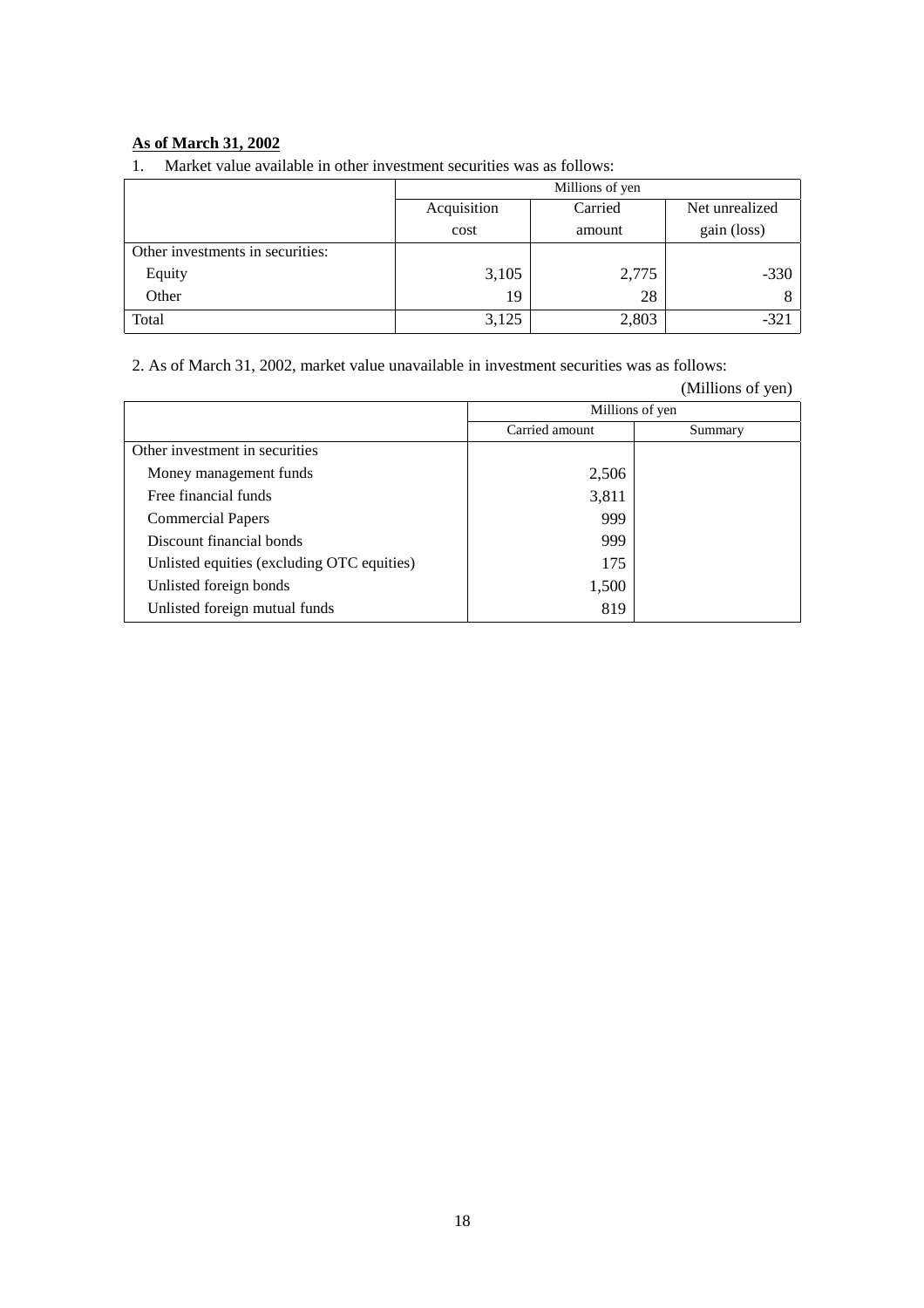**As of March 31, 2002**

1. Market value available in other investment securities was as follows:

| | Millions of yen | | |
|---|---|---|---|
| | Acquisition cost | Carried amount | Net unrealized gain (loss) |
| Other investments in securities: | | | |
| Equity | 3,105 | 2,775 | -330 |
| Other | 19 | 28 | 8 |
| Total | 3,125 | 2,803 | -321 |

2. As of March 31, 2002, market value unavailable in investment securities was as follows:

(Millions of yen)

| | Millions of yen | |
|---|---|---|
| | Carried amount | Summary |
| Other investment in securities | | |
| Money management funds | 2,506 | |
| Free financial funds | 3,811 | |
| Commercial Papers | 999 | |
| Discount financial bonds | 999 | |
| Unlisted equities (excluding OTC equities) | 175 | |
| Unlisted foreign bonds | 1,500 | |
| Unlisted foreign mutual funds | 819 | |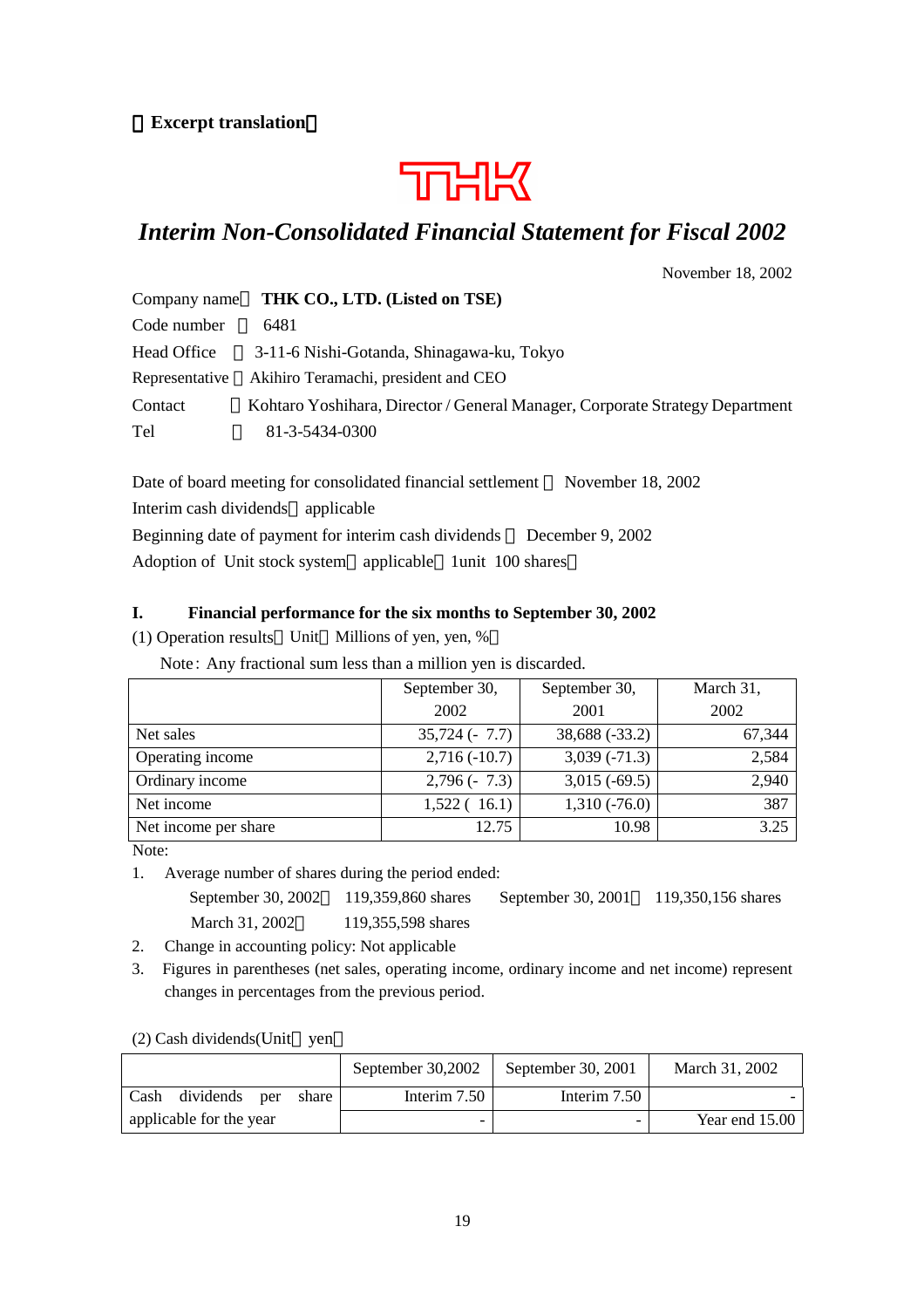【Excerpt translation】

THK

# *Interim Non-Consolidated Financial Statement for Fiscal 2002*

November 18, 2002

Company name：**THK CO., LTD. (Listed on TSE)**
Code number ： 6481
Head Office ： 3-11-6 Nishi-Gotanda, Shinagawa-ku, Tokyo
Representative ：Akihiro Teramachi, president and CEO
Contact ：Kohtaro Yoshihara, Director / General Manager, Corporate Strategy Department
Tel ： 81-3-5434-0300

Date of board meeting for consolidated financial settlement ： November 18, 2002
Interim cash dividends：applicable
Beginning date of payment for interim cash dividends ： December 9, 2002
Adoption of Unit stock system：applicable（1unit 100 shares）

## I. Financial performance for the six months to September 30, 2002

(1) Operation results（Unit：Millions of yen, yen, %）

Note: Any fractional sum less than a million yen is discarded.

| | September 30, 2002 | September 30, 2001 | March 31, 2002 |
|---|---|---|---|
| Net sales | 35,724 (- 7.7) | 38,688 (-33.2) | 67,344 |
| Operating income | 2,716 (-10.7) | 3,039 (-71.3) | 2,584 |
| Ordinary income | 2,796 (- 7.3) | 3,015 (-69.5) | 2,940 |
| Net income | 1,522 ( 16.1) | 1,310 (-76.0) | 387 |
| Net income per share | 12.75 | 10.98 | 3.25 |

Note:

1. Average number of shares during the period ended:
   September 30, 2002： 119,359,860 shares September 30, 2001： 119,350,156 shares
   March 31, 2002： 119,355,598 shares
2. Change in accounting policy: Not applicable
3. Figures in parentheses (net sales, operating income, ordinary income and net income) represent changes in percentages from the previous period.

(2) Cash dividends(Unit：yen）

| | September 30,2002 | September 30, 2001 | March 31, 2002 |
|---|---|---|---|
| Cash dividends per share applicable for the year | Interim 7.50 | Interim 7.50 | - |
| | - | - | Year end 15.00 |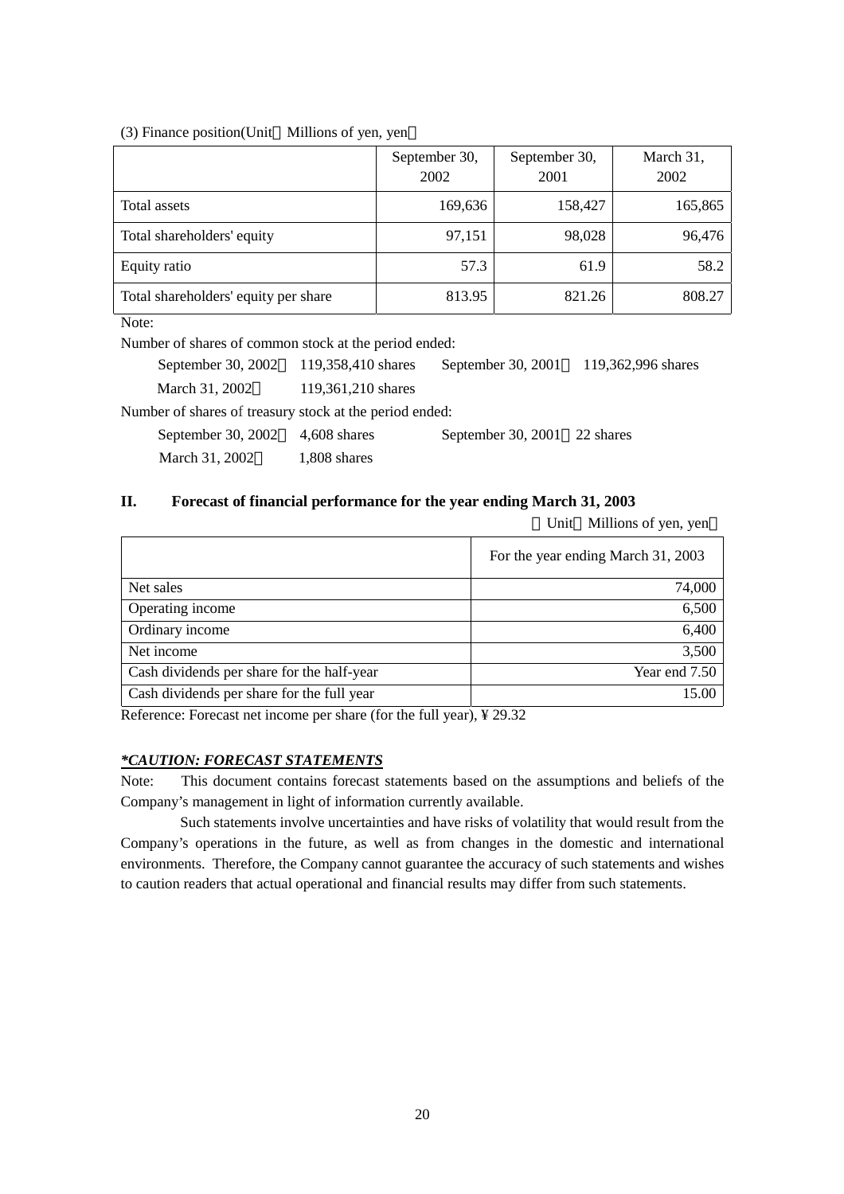(3) Finance position(Unit Millions of yen, yen)

| | September 30, 2002 | September 30, 2001 | March 31, 2002 |
|---|---|---|---|
| Total assets | 169,636 | 158,427 | 165,865 |
| Total shareholders' equity | 97,151 | 98,028 | 96,476 |
| Equity ratio | 57.3 | 61.9 | 58.2 |
| Total shareholders' equity per share | 813.95 | 821.26 | 808.27 |

Note:

Number of shares of common stock at the period ended:

September 30, 2002 119,358,410 shares  September 30, 2001 119,362,996 shares

March 31, 2002 119,361,210 shares

Number of shares of treasury stock at the period ended:

September 30, 2002 4,608 shares  September 30, 2001 22 shares

March 31, 2002 1,808 shares

## II. Forecast of financial performance for the year ending March 31, 2003

(Unit Millions of yen, yen)

| | For the year ending March 31, 2003 |
|---|---|
| Net sales | 74,000 |
| Operating income | 6,500 |
| Ordinary income | 6,400 |
| Net income | 3,500 |
| Cash dividends per share for the half-year | Year end 7.50 |
| Cash dividends per share for the full year | 15.00 |

Reference: Forecast net income per share (for the full year), ¥ 29.32

***CAUTION: FORECAST STATEMENTS***

Note: This document contains forecast statements based on the assumptions and beliefs of the Company's management in light of information currently available.

Such statements involve uncertainties and have risks of volatility that would result from the Company's operations in the future, as well as from changes in the domestic and international environments. Therefore, the Company cannot guarantee the accuracy of such statements and wishes to caution readers that actual operational and financial results may differ from such statements.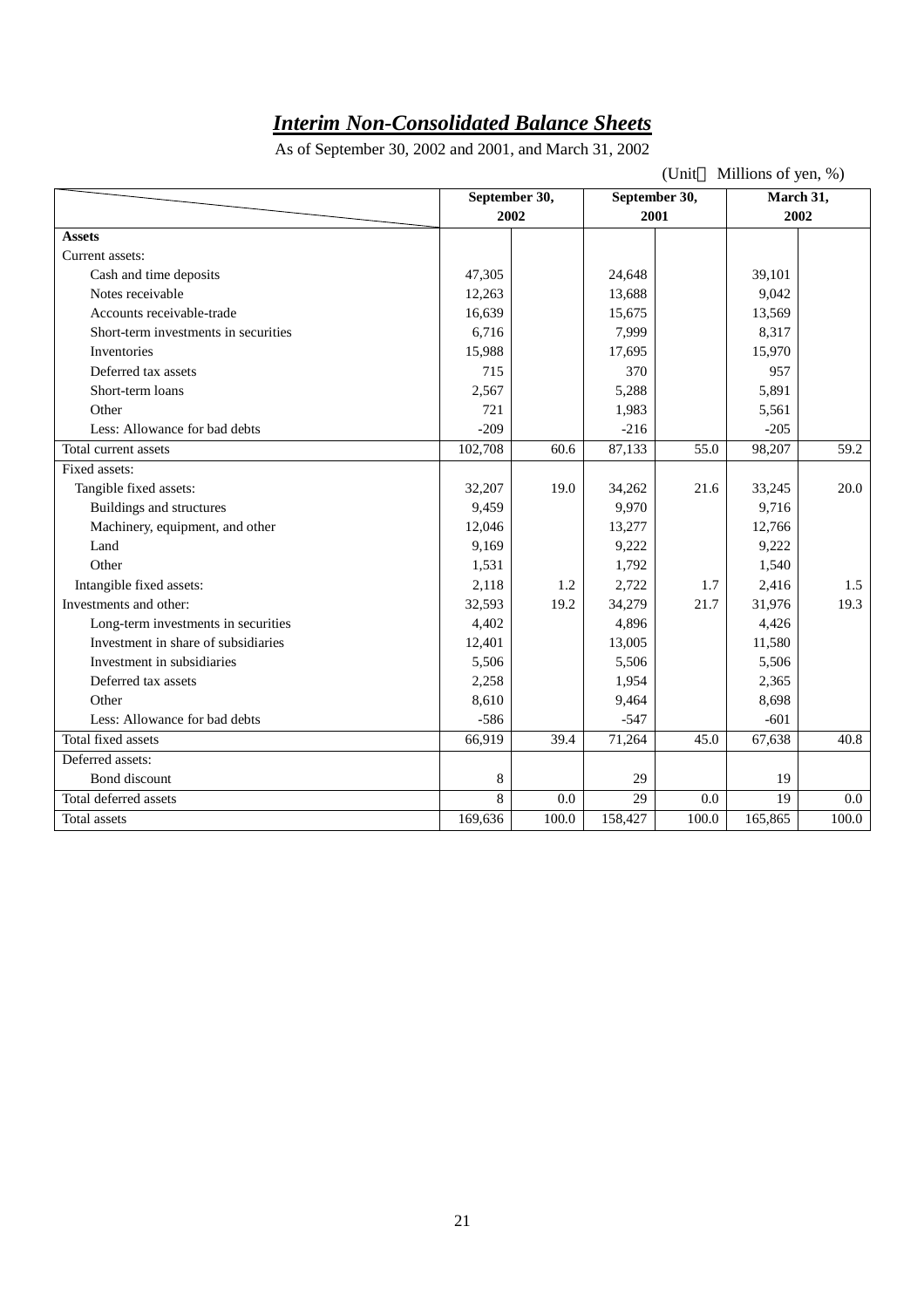# ***Interim Non-Consolidated Balance Sheets***

As of September 30, 2002 and 2001, and March 31, 2002

(Unit：Millions of yen, %)

| | September 30, 2002 | | September 30, 2001 | | March 31, 2002 | |
|---|---|---|---|---|---|---|
| **Assets** | | | | | | |
| Current assets: | | | | | | |
| Cash and time deposits | 47,305 | | 24,648 | | 39,101 | |
| Notes receivable | 12,263 | | 13,688 | | 9,042 | |
| Accounts receivable-trade | 16,639 | | 15,675 | | 13,569 | |
| Short-term investments in securities | 6,716 | | 7,999 | | 8,317 | |
| Inventories | 15,988 | | 17,695 | | 15,970 | |
| Deferred tax assets | 715 | | 370 | | 957 | |
| Short-term loans | 2,567 | | 5,288 | | 5,891 | |
| Other | 721 | | 1,983 | | 5,561 | |
| Less: Allowance for bad debts | -209 | | -216 | | -205 | |
| Total current assets | 102,708 | 60.6 | 87,133 | 55.0 | 98,207 | 59.2 |
| Fixed assets: | | | | | | |
| Tangible fixed assets: | 32,207 | 19.0 | 34,262 | 21.6 | 33,245 | 20.0 |
| Buildings and structures | 9,459 | | 9,970 | | 9,716 | |
| Machinery, equipment, and other | 12,046 | | 13,277 | | 12,766 | |
| Land | 9,169 | | 9,222 | | 9,222 | |
| Other | 1,531 | | 1,792 | | 1,540 | |
| Intangible fixed assets: | 2,118 | 1.2 | 2,722 | 1.7 | 2,416 | 1.5 |
| Investments and other: | 32,593 | 19.2 | 34,279 | 21.7 | 31,976 | 19.3 |
| Long-term investments in securities | 4,402 | | 4,896 | | 4,426 | |
| Investment in share of subsidiaries | 12,401 | | 13,005 | | 11,580 | |
| Investment in subsidiaries | 5,506 | | 5,506 | | 5,506 | |
| Deferred tax assets | 2,258 | | 1,954 | | 2,365 | |
| Other | 8,610 | | 9,464 | | 8,698 | |
| Less: Allowance for bad debts | -586 | | -547 | | -601 | |
| Total fixed assets | 66,919 | 39.4 | 71,264 | 45.0 | 67,638 | 40.8 |
| Deferred assets: | | | | | | |
| Bond discount | 8 | | 29 | | 19 | |
| Total deferred assets | 8 | 0.0 | 29 | 0.0 | 19 | 0.0 |
| Total assets | 169,636 | 100.0 | 158,427 | 100.0 | 165,865 | 100.0 |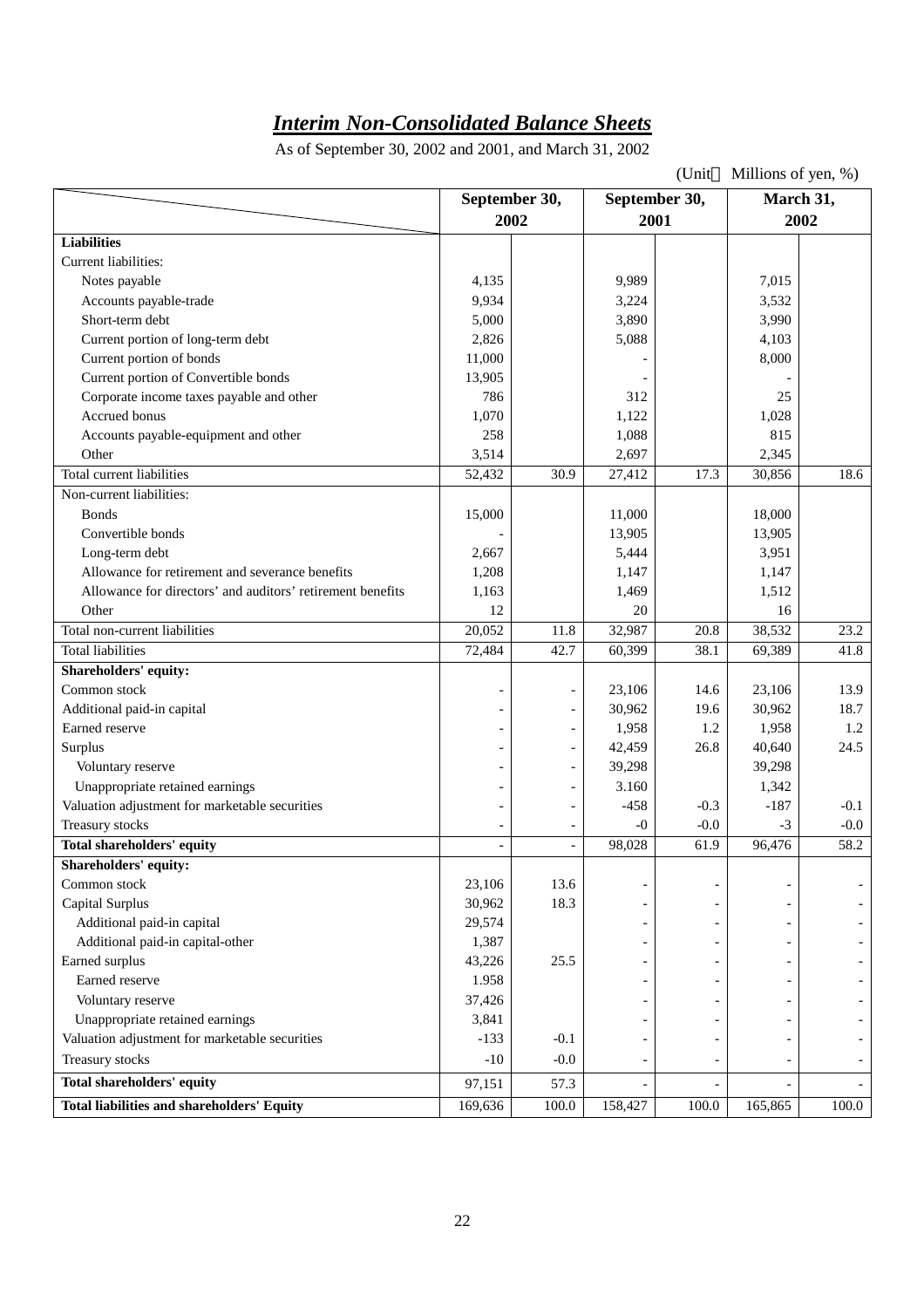# *Interim Non-Consolidated Balance Sheets*

As of September 30, 2002 and 2001, and March 31, 2002

(Unit　Millions of yen, %)

| | September 30, 2002 | | September 30, 2001 | | March 31, 2002 | |
|---|---|---|---|---|---|---|
| **Liabilities** | | | | | | |
| Current liabilities: | | | | | | |
| Notes payable | 4,135 | | 9,989 | | 7,015 | |
| Accounts payable-trade | 9,934 | | 3,224 | | 3,532 | |
| Short-term debt | 5,000 | | 3,890 | | 3,990 | |
| Current portion of long-term debt | 2,826 | | 5,088 | | 4,103 | |
| Current portion of bonds | 11,000 | | - | | 8,000 | |
| Current portion of Convertible bonds | 13,905 | | - | | - | |
| Corporate income taxes payable and other | 786 | | 312 | | 25 | |
| Accrued bonus | 1,070 | | 1,122 | | 1,028 | |
| Accounts payable-equipment and other | 258 | | 1,088 | | 815 | |
| Other | 3,514 | | 2,697 | | 2,345 | |
| Total current liabilities | 52,432 | 30.9 | 27,412 | 17.3 | 30,856 | 18.6 |
| Non-current liabilities: | | | | | | |
| Bonds | 15,000 | | 11,000 | | 18,000 | |
| Convertible bonds | - | | 13,905 | | 13,905 | |
| Long-term debt | 2,667 | | 5,444 | | 3,951 | |
| Allowance for retirement and severance benefits | 1,208 | | 1,147 | | 1,147 | |
| Allowance for directors' and auditors' retirement benefits | 1,163 | | 1,469 | | 1,512 | |
| Other | 12 | | 20 | | 16 | |
| Total non-current liabilities | 20,052 | 11.8 | 32,987 | 20.8 | 38,532 | 23.2 |
| Total liabilities | 72,484 | 42.7 | 60,399 | 38.1 | 69,389 | 41.8 |
| **Shareholders' equity:** | | | | | | |
| Common stock | - | - | 23,106 | 14.6 | 23,106 | 13.9 |
| Additional paid-in capital | - | - | 30,962 | 19.6 | 30,962 | 18.7 |
| Earned reserve | - | - | 1,958 | 1.2 | 1,958 | 1.2 |
| Surplus | - | - | 42,459 | 26.8 | 40,640 | 24.5 |
| Voluntary reserve | - | - | 39,298 | | 39,298 | |
| Unappropriate retained earnings | - | - | 3.160 | | 1,342 | |
| Valuation adjustment for marketable securities | - | - | -458 | -0.3 | -187 | -0.1 |
| Treasury stocks | - | - | -0 | -0.0 | -3 | -0.0 |
| **Total shareholders' equity** | - | - | 98,028 | 61.9 | 96,476 | 58.2 |
| **Shareholders' equity:** | | | | | | |
| Common stock | 23,106 | 13.6 | - | - | - | - |
| Capital Surplus | 30,962 | 18.3 | - | - | - | - |
| Additional paid-in capital | 29,574 | | - | - | - | - |
| Additional paid-in capital-other | 1,387 | | - | - | - | - |
| Earned surplus | 43,226 | 25.5 | - | - | - | - |
| Earned reserve | 1.958 | | - | - | - | - |
| Voluntary reserve | 37,426 | | - | - | - | - |
| Unappropriate retained earnings | 3,841 | | - | - | - | - |
| Valuation adjustment for marketable securities | -133 | -0.1 | - | - | - | - |
| Treasury stocks | -10 | -0.0 | - | - | - | - |
| **Total shareholders' equity** | 97,151 | 57.3 | - | - | - | - |
| **Total liabilities and shareholders' Equity** | 169,636 | 100.0 | 158,427 | 100.0 | 165,865 | 100.0 |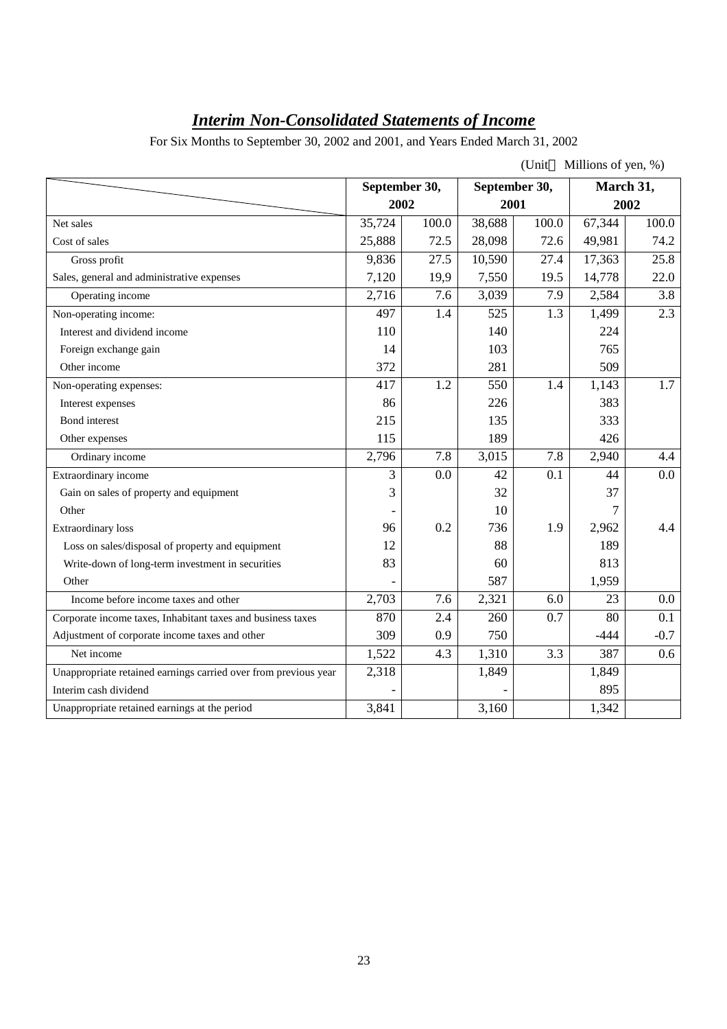# *Interim Non-Consolidated Statements of Income*

For Six Months to September 30, 2002 and 2001, and Years Ended March 31, 2002

(Unit　Millions of yen, %)

| | September 30, 2002 | | September 30, 2001 | | March 31, 2002 | |
|---|---|---|---|---|---|---|
| Net sales | 35,724 | 100.0 | 38,688 | 100.0 | 67,344 | 100.0 |
| Cost of sales | 25,888 | 72.5 | 28,098 | 72.6 | 49,981 | 74.2 |
| Gross profit | 9,836 | 27.5 | 10,590 | 27.4 | 17,363 | 25.8 |
| Sales, general and administrative expenses | 7,120 | 19,9 | 7,550 | 19.5 | 14,778 | 22.0 |
| Operating income | 2,716 | 7.6 | 3,039 | 7.9 | 2,584 | 3.8 |
| Non-operating income: | 497 | 1.4 | 525 | 1.3 | 1,499 | 2.3 |
| Interest and dividend income | 110 | | 140 | | 224 | |
| Foreign exchange gain | 14 | | 103 | | 765 | |
| Other income | 372 | | 281 | | 509 | |
| Non-operating expenses: | 417 | 1.2 | 550 | 1.4 | 1,143 | 1.7 |
| Interest expenses | 86 | | 226 | | 383 | |
| Bond interest | 215 | | 135 | | 333 | |
| Other expenses | 115 | | 189 | | 426 | |
| Ordinary income | 2,796 | 7.8 | 3,015 | 7.8 | 2,940 | 4.4 |
| Extraordinary income | 3 | 0.0 | 42 | 0.1 | 44 | 0.0 |
| Gain on sales of property and equipment | 3 | | 32 | | 37 | |
| Other | - | | 10 | | 7 | |
| Extraordinary loss | 96 | 0.2 | 736 | 1.9 | 2,962 | 4.4 |
| Loss on sales/disposal of property and equipment | 12 | | 88 | | 189 | |
| Write-down of long-term investment in securities | 83 | | 60 | | 813 | |
| Other | - | | 587 | | 1,959 | |
| Income before income taxes and other | 2,703 | 7.6 | 2,321 | 6.0 | 23 | 0.0 |
| Corporate income taxes, Inhabitant taxes and business taxes | 870 | 2.4 | 260 | 0.7 | 80 | 0.1 |
| Adjustment of corporate income taxes and other | 309 | 0.9 | 750 | | -444 | -0.7 |
| Net income | 1,522 | 4.3 | 1,310 | 3.3 | 387 | 0.6 |
| Unappropriate retained earnings carried over from previous year | 2,318 | | 1,849 | | 1,849 | |
| Interim cash dividend | - | | - | | 895 | |
| Unappropriate retained earnings at the period | 3,841 | | 3,160 | | 1,342 | |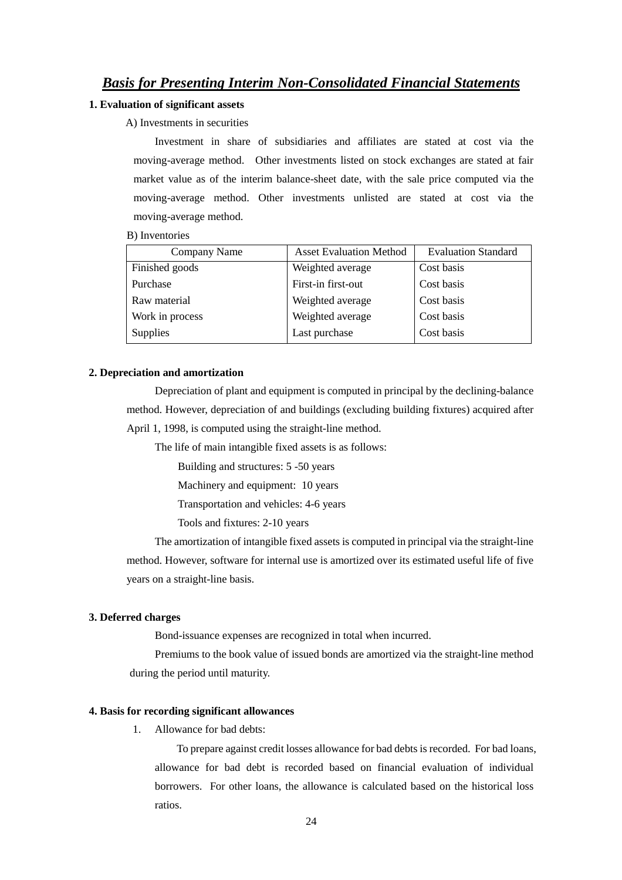# ***Basis for Presenting Interim Non-Consolidated Financial Statements***

**1. Evaluation of significant assets**

A) Investments in securities

Investment in share of subsidiaries and affiliates are stated at cost via the moving-average method. Other investments listed on stock exchanges are stated at fair market value as of the interim balance-sheet date, with the sale price computed via the moving-average method. Other investments unlisted are stated at cost via the moving-average method.

B) Inventories

| Company Name | Asset Evaluation Method | Evaluation Standard |
|---|---|---|
| Finished goods | Weighted average | Cost basis |
| Purchase | First-in first-out | Cost basis |
| Raw material | Weighted average | Cost basis |
| Work in process | Weighted average | Cost basis |
| Supplies | Last purchase | Cost basis |

**2. Depreciation and amortization**

Depreciation of plant and equipment is computed in principal by the declining-balance method. However, depreciation of and buildings (excluding building fixtures) acquired after April 1, 1998, is computed using the straight-line method.

The life of main intangible fixed assets is as follows:

Building and structures: 5 -50 years

Machinery and equipment: 10 years

Transportation and vehicles: 4-6 years

Tools and fixtures: 2-10 years

The amortization of intangible fixed assets is computed in principal via the straight-line method. However, software for internal use is amortized over its estimated useful life of five years on a straight-line basis.

**3. Deferred charges**

Bond-issuance expenses are recognized in total when incurred.

Premiums to the book value of issued bonds are amortized via the straight-line method during the period until maturity.

**4. Basis for recording significant allowances**

1. Allowance for bad debts:

   To prepare against credit losses allowance for bad debts is recorded. For bad loans, allowance for bad debt is recorded based on financial evaluation of individual borrowers. For other loans, the allowance is calculated based on the historical loss ratios.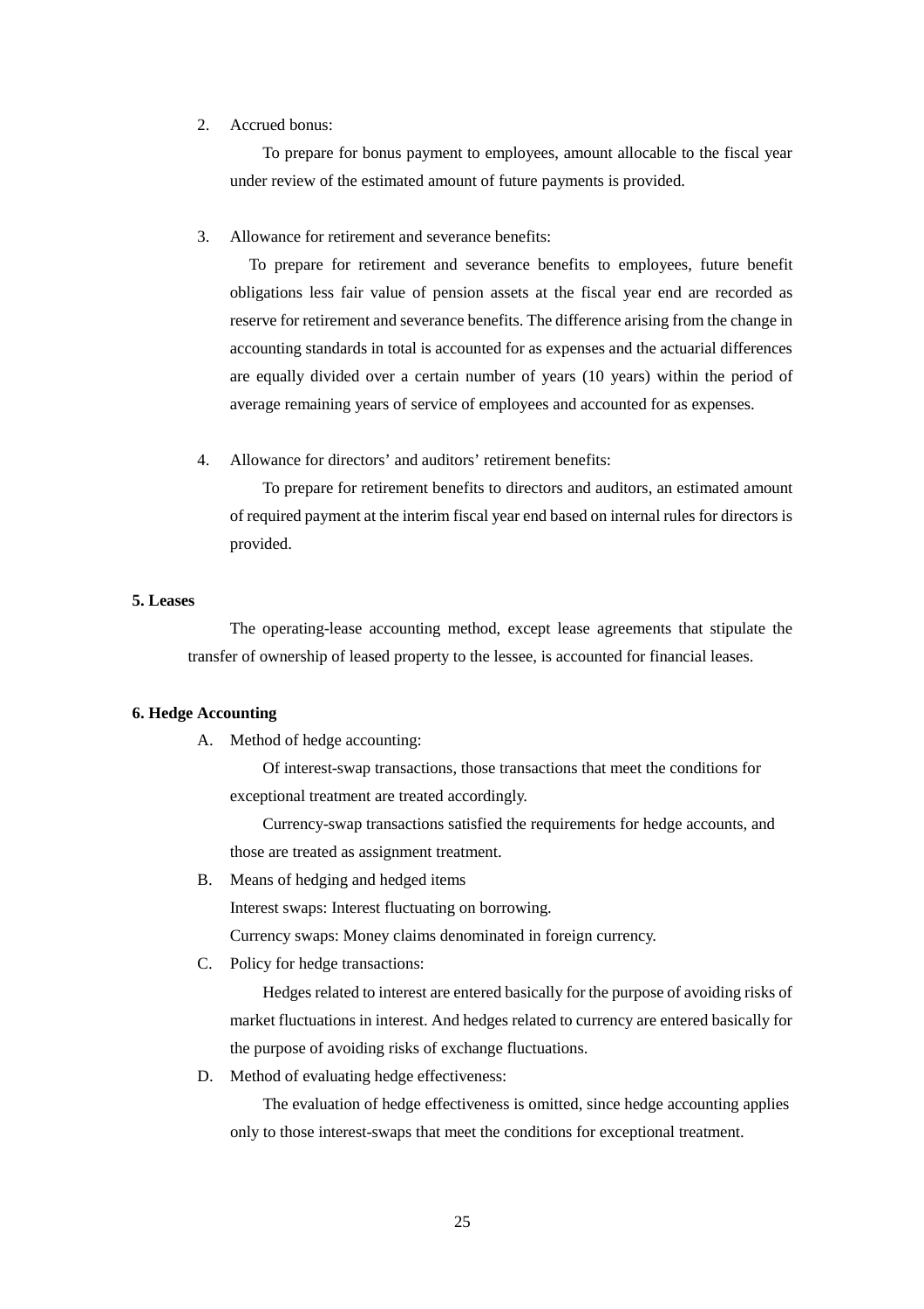2. Accrued bonus:

   To prepare for bonus payment to employees, amount allocable to the fiscal year under review of the estimated amount of future payments is provided.

3. Allowance for retirement and severance benefits:

   To prepare for retirement and severance benefits to employees, future benefit obligations less fair value of pension assets at the fiscal year end are recorded as reserve for retirement and severance benefits. The difference arising from the change in accounting standards in total is accounted for as expenses and the actuarial differences are equally divided over a certain number of years (10 years) within the period of average remaining years of service of employees and accounted for as expenses.

4. Allowance for directors' and auditors' retirement benefits:

   To prepare for retirement benefits to directors and auditors, an estimated amount of required payment at the interim fiscal year end based on internal rules for directors is provided.

**5. Leases**

The operating-lease accounting method, except lease agreements that stipulate the transfer of ownership of leased property to the lessee, is accounted for financial leases.

**6. Hedge Accounting**

A. Method of hedge accounting:

   Of interest-swap transactions, those transactions that meet the conditions for exceptional treatment are treated accordingly.

   Currency-swap transactions satisfied the requirements for hedge accounts, and those are treated as assignment treatment.

B. Means of hedging and hedged items

   Interest swaps: Interest fluctuating on borrowing.

   Currency swaps: Money claims denominated in foreign currency.

C. Policy for hedge transactions:

   Hedges related to interest are entered basically for the purpose of avoiding risks of market fluctuations in interest. And hedges related to currency are entered basically for the purpose of avoiding risks of exchange fluctuations.

D. Method of evaluating hedge effectiveness:

   The evaluation of hedge effectiveness is omitted, since hedge accounting applies only to those interest-swaps that meet the conditions for exceptional treatment.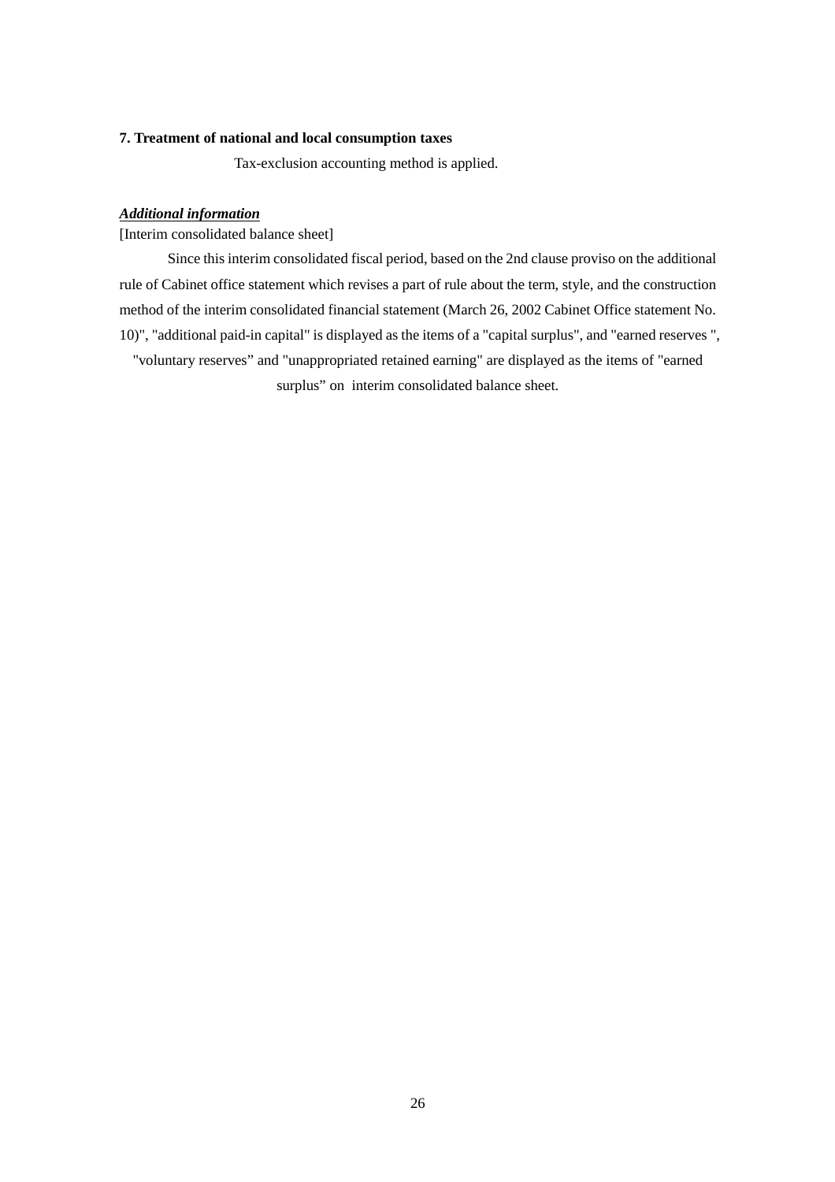**7. Treatment of national and local consumption taxes**

Tax-exclusion accounting method is applied.

***Additional information***

[Interim consolidated balance sheet]

Since this interim consolidated fiscal period, based on the 2nd clause proviso on the additional rule of Cabinet office statement which revises a part of rule about the term, style, and the construction method of the interim consolidated financial statement (March 26, 2002 Cabinet Office statement No. 10)", "additional paid-in capital" is displayed as the items of a "capital surplus", and "earned reserves ", "voluntary reserves" and "unappropriated retained earning" are displayed as the items of "earned surplus" on interim consolidated balance sheet.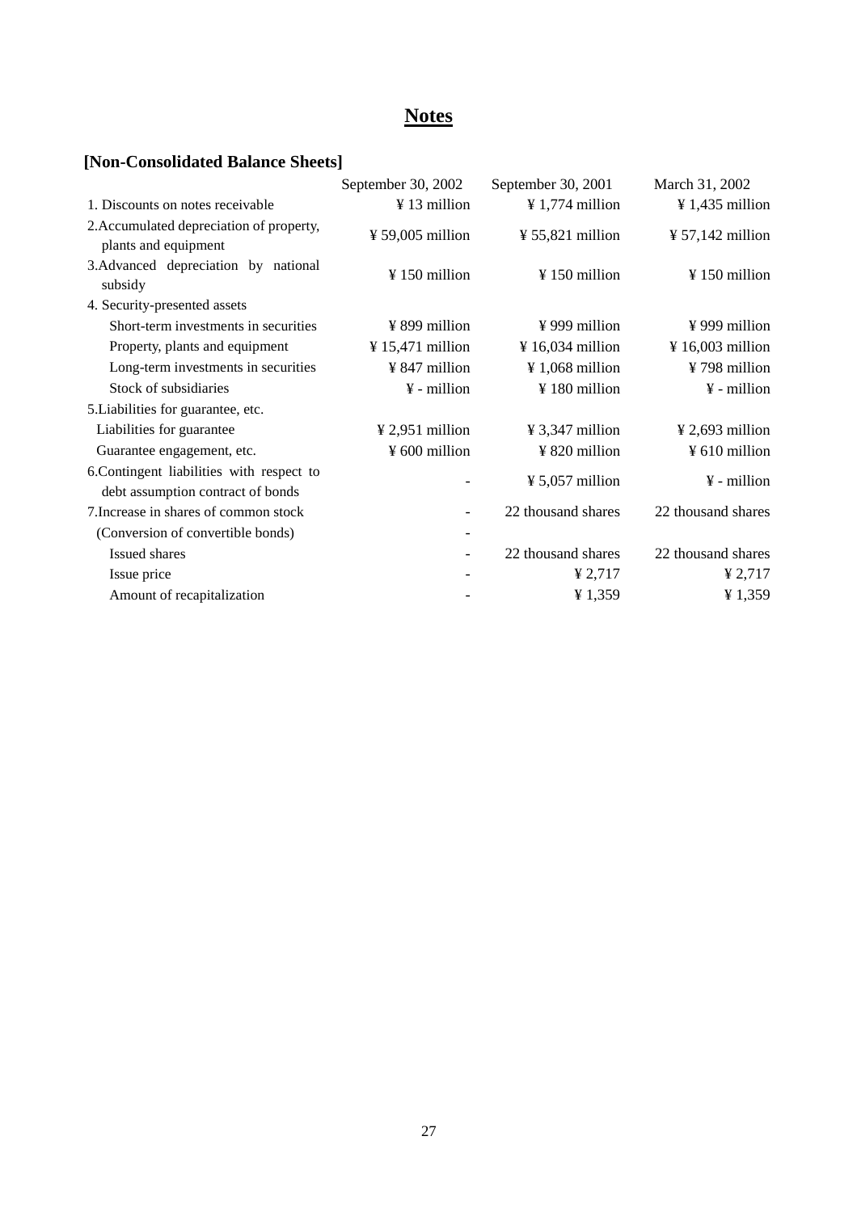# Notes

## [Non-Consolidated Balance Sheets]

| | September 30, 2002 | September 30, 2001 | March 31, 2002 |
|---|---|---|---|
| 1. Discounts on notes receivable | ¥ 13 million | ¥ 1,774 million | ¥ 1,435 million |
| 2.Accumulated depreciation of property, plants and equipment | ¥ 59,005 million | ¥ 55,821 million | ¥ 57,142 million |
| 3.Advanced depreciation by national subsidy | ¥ 150 million | ¥ 150 million | ¥ 150 million |
| 4. Security-presented assets | | | |
| Short-term investments in securities | ¥ 899 million | ¥ 999 million | ¥ 999 million |
| Property, plants and equipment | ¥ 15,471 million | ¥ 16,034 million | ¥ 16,003 million |
| Long-term investments in securities | ¥ 847 million | ¥ 1,068 million | ¥ 798 million |
| Stock of subsidiaries | ¥ - million | ¥ 180 million | ¥ - million |
| 5.Liabilities for guarantee, etc. | | | |
| Liabilities for guarantee | ¥ 2,951 million | ¥ 3,347 million | ¥ 2,693 million |
| Guarantee engagement, etc. | ¥ 600 million | ¥ 820 million | ¥ 610 million |
| 6.Contingent liabilities with respect to debt assumption contract of bonds | - | ¥ 5,057 million | ¥ - million |
| 7.Increase in shares of common stock | - | 22 thousand shares | 22 thousand shares |
| (Conversion of convertible bonds) | - | | |
| Issued shares | - | 22 thousand shares | 22 thousand shares |
| Issue price | - | ¥ 2,717 | ¥ 2,717 |
| Amount of recapitalization | - | ¥ 1,359 | ¥ 1,359 |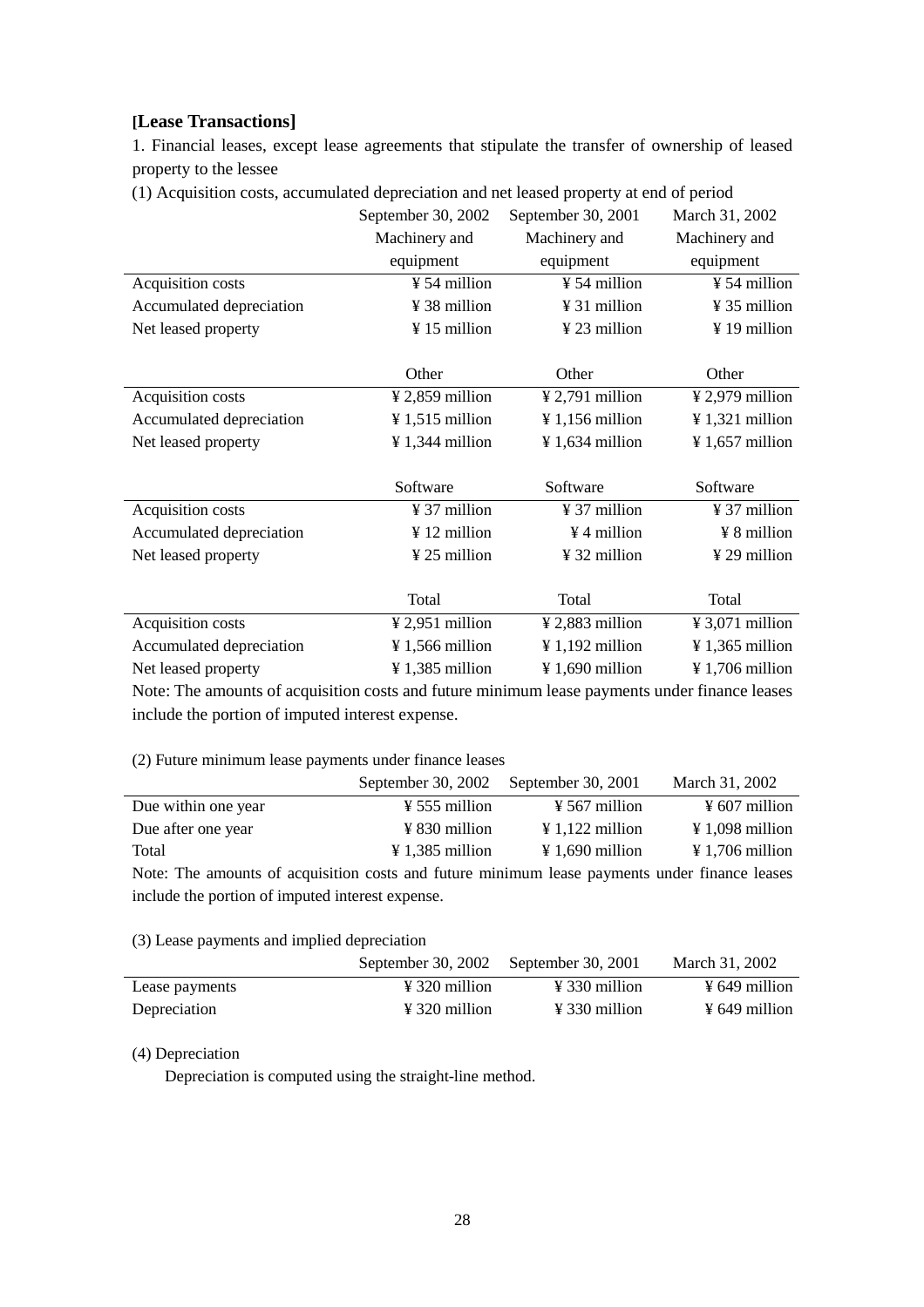## [Lease Transactions]

1. Financial leases, except lease agreements that stipulate the transfer of ownership of leased property to the lessee

(1) Acquisition costs, accumulated depreciation and net leased property at end of period

| | September 30, 2002 | September 30, 2001 | March 31, 2002 |
|---|---|---|---|
| | Machinery and equipment | Machinery and equipment | Machinery and equipment |
| Acquisition costs | ¥ 54 million | ¥ 54 million | ¥ 54 million |
| Accumulated depreciation | ¥ 38 million | ¥ 31 million | ¥ 35 million |
| Net leased property | ¥ 15 million | ¥ 23 million | ¥ 19 million |
| | Other | Other | Other |
| Acquisition costs | ¥ 2,859 million | ¥ 2,791 million | ¥ 2,979 million |
| Accumulated depreciation | ¥ 1,515 million | ¥ 1,156 million | ¥ 1,321 million |
| Net leased property | ¥ 1,344 million | ¥ 1,634 million | ¥ 1,657 million |
| | Software | Software | Software |
| Acquisition costs | ¥ 37 million | ¥ 37 million | ¥ 37 million |
| Accumulated depreciation | ¥ 12 million | ¥ 4 million | ¥ 8 million |
| Net leased property | ¥ 25 million | ¥ 32 million | ¥ 29 million |
| | Total | Total | Total |
| Acquisition costs | ¥ 2,951 million | ¥ 2,883 million | ¥ 3,071 million |
| Accumulated depreciation | ¥ 1,566 million | ¥ 1,192 million | ¥ 1,365 million |
| Net leased property | ¥ 1,385 million | ¥ 1,690 million | ¥ 1,706 million |

Note: The amounts of acquisition costs and future minimum lease payments under finance leases include the portion of imputed interest expense.

(2) Future minimum lease payments under finance leases

| | September 30, 2002 | September 30, 2001 | March 31, 2002 |
|---|---|---|---|
| Due within one year | ¥ 555 million | ¥ 567 million | ¥ 607 million |
| Due after one year | ¥ 830 million | ¥ 1,122 million | ¥ 1,098 million |
| Total | ¥ 1,385 million | ¥ 1,690 million | ¥ 1,706 million |

Note: The amounts of acquisition costs and future minimum lease payments under finance leases include the portion of imputed interest expense.

(3) Lease payments and implied depreciation

| | September 30, 2002 | September 30, 2001 | March 31, 2002 |
|---|---|---|---|
| Lease payments | ¥ 320 million | ¥ 330 million | ¥ 649 million |
| Depreciation | ¥ 320 million | ¥ 330 million | ¥ 649 million |

(4) Depreciation

Depreciation is computed using the straight-line method.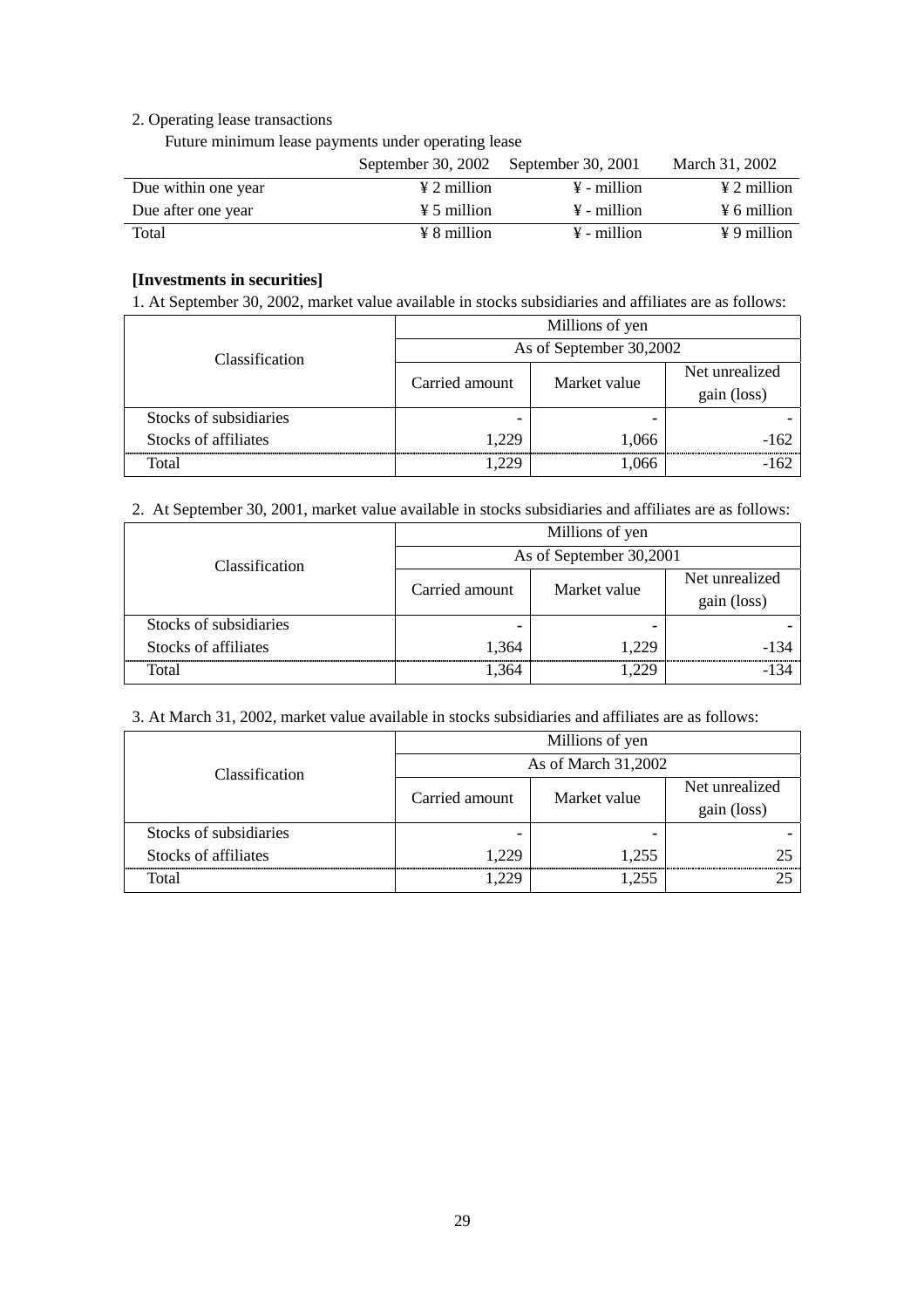2. Operating lease transactions

Future minimum lease payments under operating lease

| | September 30, 2002 | September 30, 2001 | March 31, 2002 |
|---|---|---|---|
| Due within one year | ¥ 2 million | ¥ - million | ¥ 2 million |
| Due after one year | ¥ 5 million | ¥ - million | ¥ 6 million |
| Total | ¥ 8 million | ¥ - million | ¥ 9 million |

**[Investments in securities]**

1. At September 30, 2002, market value available in stocks subsidiaries and affiliates are as follows:

| Classification | Millions of yen | | |
|---|---|---|---|
| | As of September 30,2002 | | |
| | Carried amount | Market value | Net unrealized gain (loss) |
| Stocks of subsidiaries | - | - | - |
| Stocks of affiliates | 1,229 | 1,066 | -162 |
| Total | 1,229 | 1,066 | -162 |

2. At September 30, 2001, market value available in stocks subsidiaries and affiliates are as follows:

| Classification | Millions of yen | | |
|---|---|---|---|
| | As of September 30,2001 | | |
| | Carried amount | Market value | Net unrealized gain (loss) |
| Stocks of subsidiaries | - | - | - |
| Stocks of affiliates | 1,364 | 1,229 | -134 |
| Total | 1,364 | 1,229 | -134 |

3. At March 31, 2002, market value available in stocks subsidiaries and affiliates are as follows:

| Classification | Millions of yen | | |
|---|---|---|---|
| | As of March 31,2002 | | |
| | Carried amount | Market value | Net unrealized gain (loss) |
| Stocks of subsidiaries | - | - | - |
| Stocks of affiliates | 1,229 | 1,255 | 25 |
| Total | 1,229 | 1,255 | 25 |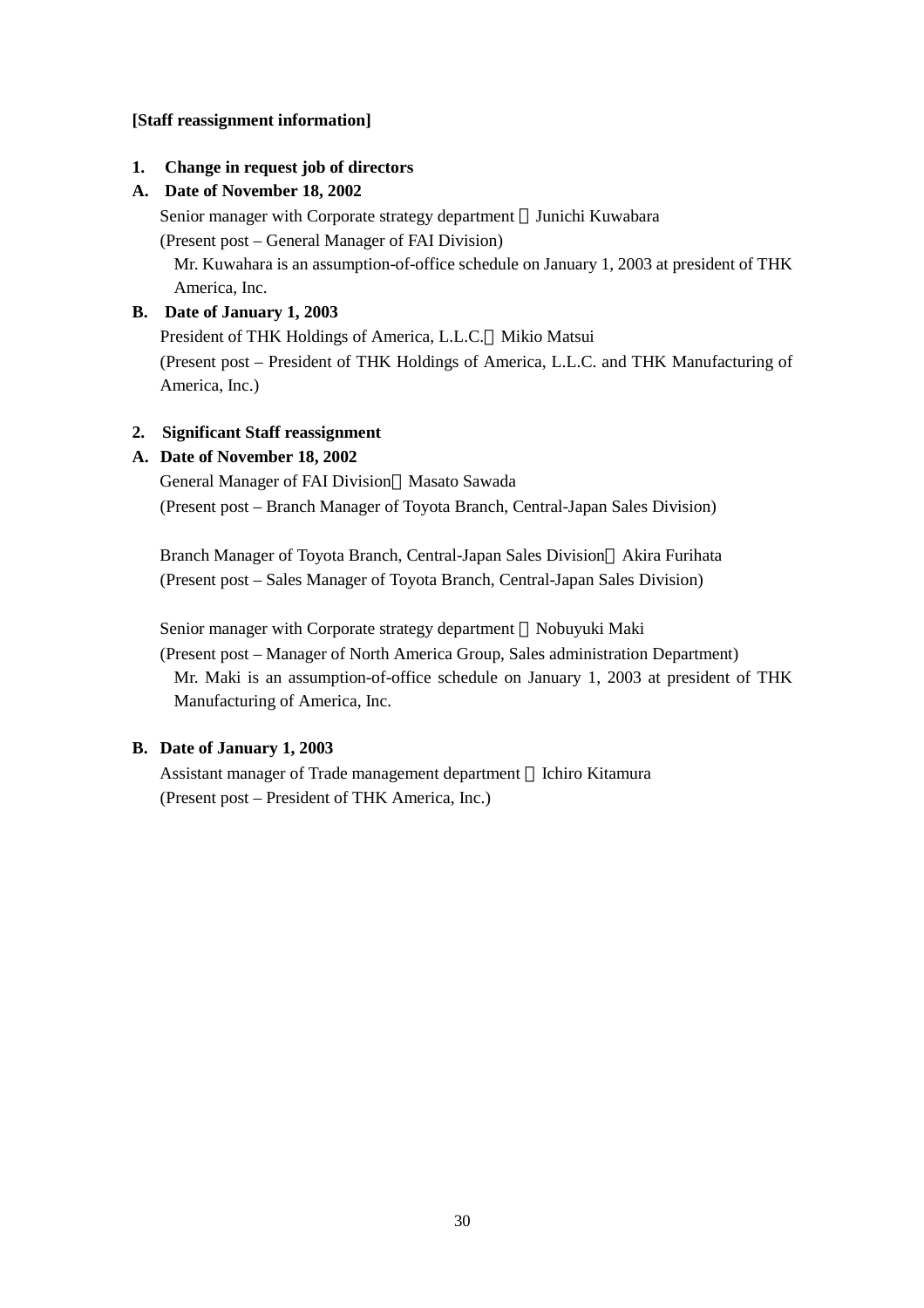**[Staff reassignment information]**

**1. Change in request job of directors**

**A. Date of November 18, 2002**

Senior manager with Corporate strategy department：Junichi Kuwabara
(Present post – General Manager of FAI Division)
Mr. Kuwahara is an assumption-of-office schedule on January 1, 2003 at president of THK America, Inc.

**B. Date of January 1, 2003**

President of THK Holdings of America, L.L.C.：Mikio Matsui
(Present post – President of THK Holdings of America, L.L.C. and THK Manufacturing of America, Inc.)

**2. Significant Staff reassignment**

**A. Date of November 18, 2002**

General Manager of FAI Division：Masato Sawada
(Present post – Branch Manager of Toyota Branch, Central-Japan Sales Division)

Branch Manager of Toyota Branch, Central-Japan Sales Division：Akira Furihata
(Present post – Sales Manager of Toyota Branch, Central-Japan Sales Division)

Senior manager with Corporate strategy department：Nobuyuki Maki
(Present post – Manager of North America Group, Sales administration Department)
Mr. Maki is an assumption-of-office schedule on January 1, 2003 at president of THK Manufacturing of America, Inc.

**B. Date of January 1, 2003**

Assistant manager of Trade management department：Ichiro Kitamura
(Present post – President of THK America, Inc.)